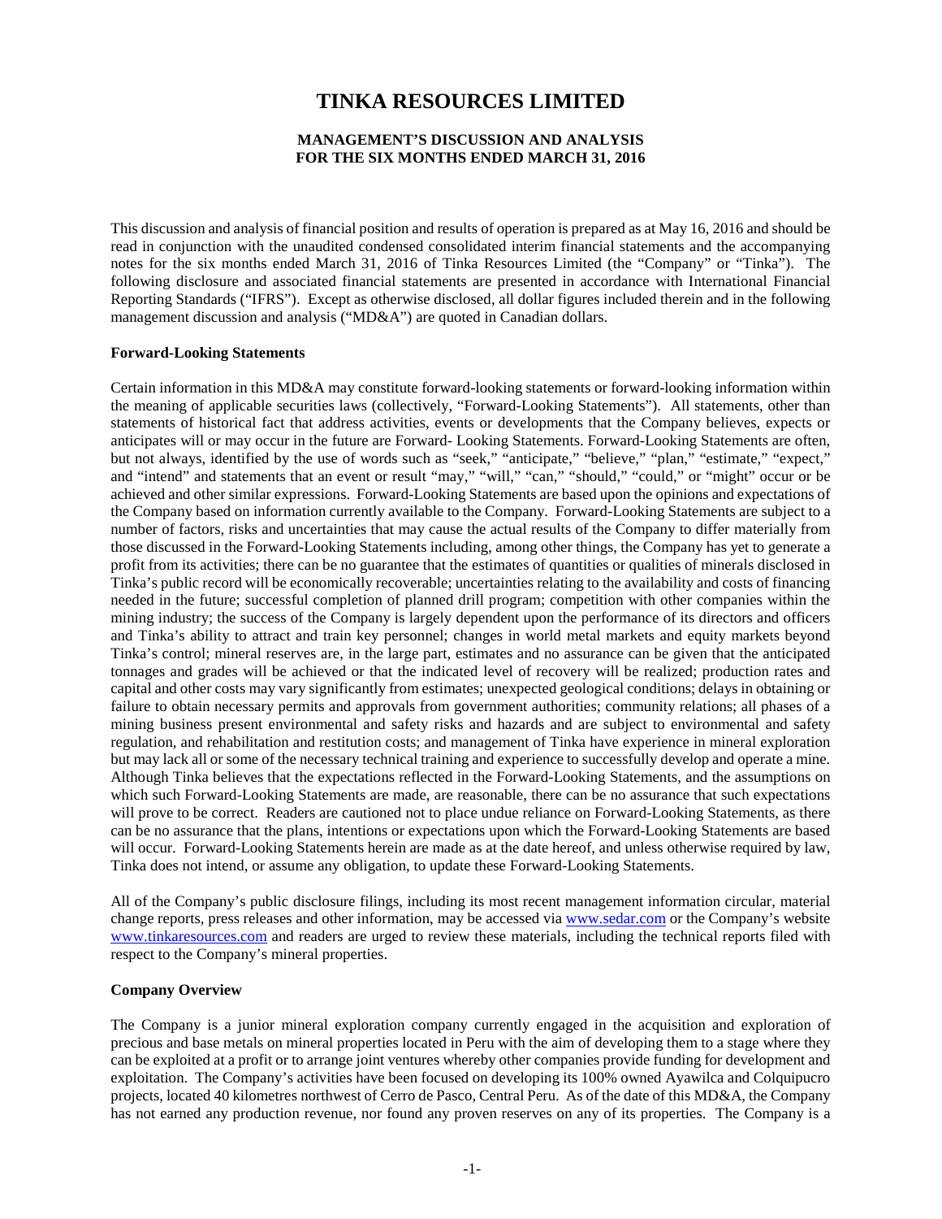# TINKA RESOURCES LIMITED

## MANAGEMENT'S DISCUSSION AND ANALYSIS
## FOR THE SIX MONTHS ENDED MARCH 31, 2016

This discussion and analysis of financial position and results of operation is prepared as at May 16, 2016 and should be read in conjunction with the unaudited condensed consolidated interim financial statements and the accompanying notes for the six months ended March 31, 2016 of Tinka Resources Limited (the "Company" or "Tinka"). The following disclosure and associated financial statements are presented in accordance with International Financial Reporting Standards ("IFRS"). Except as otherwise disclosed, all dollar figures included therein and in the following management discussion and analysis ("MD&A") are quoted in Canadian dollars.

**Forward-Looking Statements**

Certain information in this MD&A may constitute forward-looking statements or forward-looking information within the meaning of applicable securities laws (collectively, "Forward-Looking Statements"). All statements, other than statements of historical fact that address activities, events or developments that the Company believes, expects or anticipates will or may occur in the future are Forward- Looking Statements. Forward-Looking Statements are often, but not always, identified by the use of words such as "seek," "anticipate," "believe," "plan," "estimate," "expect," and "intend" and statements that an event or result "may," "will," "can," "should," "could," or "might" occur or be achieved and other similar expressions. Forward-Looking Statements are based upon the opinions and expectations of the Company based on information currently available to the Company. Forward-Looking Statements are subject to a number of factors, risks and uncertainties that may cause the actual results of the Company to differ materially from those discussed in the Forward-Looking Statements including, among other things, the Company has yet to generate a profit from its activities; there can be no guarantee that the estimates of quantities or qualities of minerals disclosed in Tinka's public record will be economically recoverable; uncertainties relating to the availability and costs of financing needed in the future; successful completion of planned drill program; competition with other companies within the mining industry; the success of the Company is largely dependent upon the performance of its directors and officers and Tinka's ability to attract and train key personnel; changes in world metal markets and equity markets beyond Tinka's control; mineral reserves are, in the large part, estimates and no assurance can be given that the anticipated tonnages and grades will be achieved or that the indicated level of recovery will be realized; production rates and capital and other costs may vary significantly from estimates; unexpected geological conditions; delays in obtaining or failure to obtain necessary permits and approvals from government authorities; community relations; all phases of a mining business present environmental and safety risks and hazards and are subject to environmental and safety regulation, and rehabilitation and restitution costs; and management of Tinka have experience in mineral exploration but may lack all or some of the necessary technical training and experience to successfully develop and operate a mine. Although Tinka believes that the expectations reflected in the Forward-Looking Statements, and the assumptions on which such Forward-Looking Statements are made, are reasonable, there can be no assurance that such expectations will prove to be correct. Readers are cautioned not to place undue reliance on Forward-Looking Statements, as there can be no assurance that the plans, intentions or expectations upon which the Forward-Looking Statements are based will occur. Forward-Looking Statements herein are made as at the date hereof, and unless otherwise required by law, Tinka does not intend, or assume any obligation, to update these Forward-Looking Statements.

All of the Company's public disclosure filings, including its most recent management information circular, material change reports, press releases and other information, may be accessed via www.sedar.com or the Company's website www.tinkaresources.com and readers are urged to review these materials, including the technical reports filed with respect to the Company's mineral properties.

**Company Overview**

The Company is a junior mineral exploration company currently engaged in the acquisition and exploration of precious and base metals on mineral properties located in Peru with the aim of developing them to a stage where they can be exploited at a profit or to arrange joint ventures whereby other companies provide funding for development and exploitation. The Company's activities have been focused on developing its 100% owned Ayawilca and Colquipucro projects, located 40 kilometres northwest of Cerro de Pasco, Central Peru. As of the date of this MD&A, the Company has not earned any production revenue, nor found any proven reserves on any of its properties. The Company is a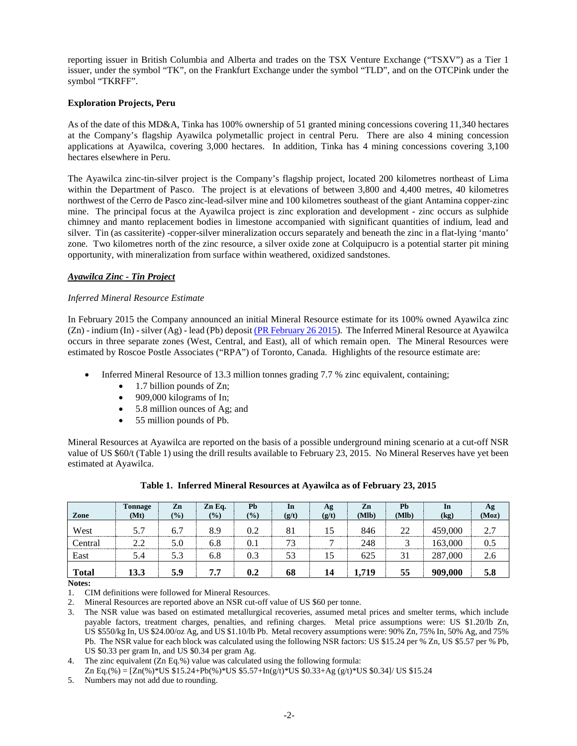reporting issuer in British Columbia and Alberta and trades on the TSX Venture Exchange ("TSXV") as a Tier 1 issuer, under the symbol "TK", on the Frankfurt Exchange under the symbol "TLD", and on the OTCPink under the symbol "TKRFF".

**Exploration Projects, Peru**

As of the date of this MD&A, Tinka has 100% ownership of 51 granted mining concessions covering 11,340 hectares at the Company's flagship Ayawilca polymetallic project in central Peru. There are also 4 mining concession applications at Ayawilca, covering 3,000 hectares. In addition, Tinka has 4 mining concessions covering 3,100 hectares elsewhere in Peru.

The Ayawilca zinc-tin-silver project is the Company's flagship project, located 200 kilometres northeast of Lima within the Department of Pasco. The project is at elevations of between 3,800 and 4,400 metres, 40 kilometres northwest of the Cerro de Pasco zinc-lead-silver mine and 100 kilometres southeast of the giant Antamina copper-zinc mine. The principal focus at the Ayawilca project is zinc exploration and development - zinc occurs as sulphide chimney and manto replacement bodies in limestone accompanied with significant quantities of indium, lead and silver. Tin (as cassiterite) -copper-silver mineralization occurs separately and beneath the zinc in a flat-lying 'manto' zone. Two kilometres north of the zinc resource, a silver oxide zone at Colquipucro is a potential starter pit mining opportunity, with mineralization from surface within weathered, oxidized sandstones.

***Ayawilca Zinc - Tin Project***

*Inferred Mineral Resource Estimate*

In February 2015 the Company announced an initial Mineral Resource estimate for its 100% owned Ayawilca zinc (Zn) - indium (In) - silver (Ag) - lead (Pb) deposit (PR February 26 2015). The Inferred Mineral Resource at Ayawilca occurs in three separate zones (West, Central, and East), all of which remain open. The Mineral Resources were estimated by Roscoe Postle Associates ("RPA") of Toronto, Canada. Highlights of the resource estimate are:

- Inferred Mineral Resource of 13.3 million tonnes grading 7.7 % zinc equivalent, containing;
  - 1.7 billion pounds of Zn;
  - 909,000 kilograms of In;
  - 5.8 million ounces of Ag; and
  - 55 million pounds of Pb.

Mineral Resources at Ayawilca are reported on the basis of a possible underground mining scenario at a cut-off NSR value of US $60/t (Table 1) using the drill results available to February 23, 2015. No Mineral Reserves have yet been estimated at Ayawilca.

**Table 1. Inferred Mineral Resources at Ayawilca as of February 23, 2015**

| Zone | Tonnage (Mt) | Zn (%) | Zn Eq. (%) | Pb (%) | In (g/t) | Ag (g/t) | Zn (Mlb) | Pb (Mlb) | In (kg) | Ag (Moz) |
|---|---|---|---|---|---|---|---|---|---|---|
| West | 5.7 | 6.7 | 8.9 | 0.2 | 81 | 15 | 846 | 22 | 459,000 | 2.7 |
| Central | 2.2 | 5.0 | 6.8 | 0.1 | 73 | 7 | 248 | 3 | 163,000 | 0.5 |
| East | 5.4 | 5.3 | 6.8 | 0.3 | 53 | 15 | 625 | 31 | 287,000 | 2.6 |
| **Total** | **13.3** | **5.9** | **7.7** | **0.2** | **68** | **14** | **1,719** | **55** | **909,000** | **5.8** |

**Notes:**

1. CIM definitions were followed for Mineral Resources.
2. Mineral Resources are reported above an NSR cut-off value of US $60 per tonne.
3. The NSR value was based on estimated metallurgical recoveries, assumed metal prices and smelter terms, which include payable factors, treatment charges, penalties, and refining charges. Metal price assumptions were: US $1.20/lb Zn, US $550/kg In, US $24.00/oz Ag, and US $1.10/lb Pb. Metal recovery assumptions were: 90% Zn, 75% In, 50% Ag, and 75% Pb. The NSR value for each block was calculated using the following NSR factors: US $15.24 per % Zn, US $5.57 per % Pb, US $0.33 per gram In, and US $0.34 per gram Ag.
4. The zinc equivalent (Zn Eq.%) value was calculated using the following formula:
   Zn Eq.(%) = [Zn(%)*US $15.24+Pb(%)*US $5.57+In(g/t)*US $0.33+Ag (g/t)*US $0.34]/ US $15.24
5. Numbers may not add due to rounding.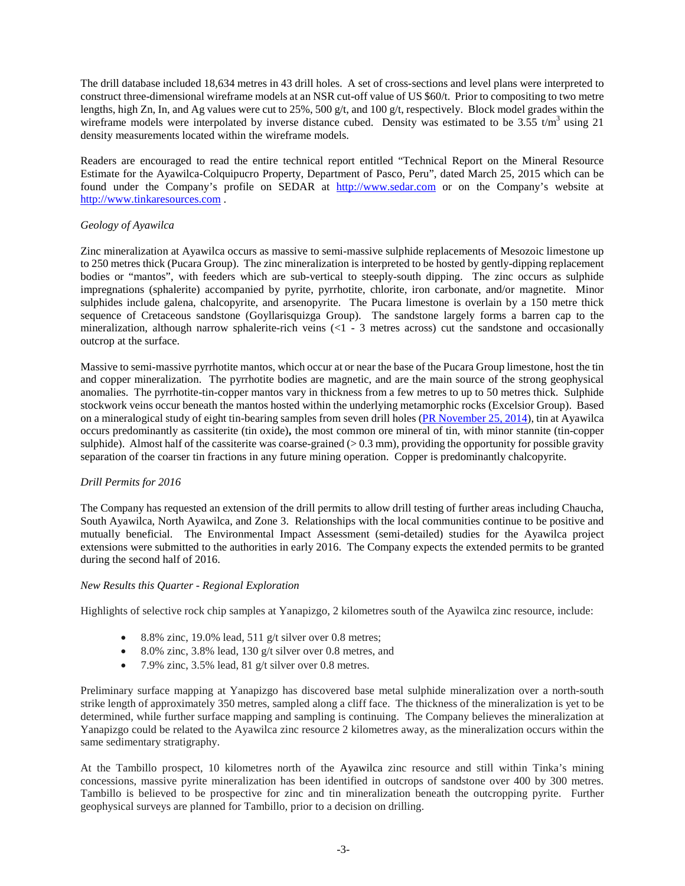The drill database included 18,634 metres in 43 drill holes. A set of cross-sections and level plans were interpreted to construct three-dimensional wireframe models at an NSR cut-off value of US $60/t. Prior to compositing to two metre lengths, high Zn, In, and Ag values were cut to 25%, 500 g/t, and 100 g/t, respectively. Block model grades within the wireframe models were interpolated by inverse distance cubed. Density was estimated to be 3.55 t/m$^3$ using 21 density measurements located within the wireframe models.

Readers are encouraged to read the entire technical report entitled "Technical Report on the Mineral Resource Estimate for the Ayawilca-Colquipucro Property, Department of Pasco, Peru", dated March 25, 2015 which can be found under the Company's profile on SEDAR at [http://www.sedar.com](http://www.sedar.com) or on the Company's website at [http://www.tinkaresources.com](http://www.tinkaresources.com) .

*Geology of Ayawilca*

Zinc mineralization at Ayawilca occurs as massive to semi-massive sulphide replacements of Mesozoic limestone up to 250 metres thick (Pucara Group). The zinc mineralization is interpreted to be hosted by gently-dipping replacement bodies or "mantos", with feeders which are sub-vertical to steeply-south dipping. The zinc occurs as sulphide impregnations (sphalerite) accompanied by pyrite, pyrrhotite, chlorite, iron carbonate, and/or magnetite. Minor sulphides include galena, chalcopyrite, and arsenopyrite. The Pucara limestone is overlain by a 150 metre thick sequence of Cretaceous sandstone (Goyllarisquizga Group). The sandstone largely forms a barren cap to the mineralization, although narrow sphalerite-rich veins (<1 - 3 metres across) cut the sandstone and occasionally outcrop at the surface.

Massive to semi-massive pyrrhotite mantos, which occur at or near the base of the Pucara Group limestone, host the tin and copper mineralization. The pyrrhotite bodies are magnetic, and are the main source of the strong geophysical anomalies. The pyrrhotite-tin-copper mantos vary in thickness from a few metres to up to 50 metres thick. Sulphide stockwork veins occur beneath the mantos hosted within the underlying metamorphic rocks (Excelsior Group). Based on a mineralogical study of eight tin-bearing samples from seven drill holes (PR November 25, 2014), tin at Ayawilca occurs predominantly as cassiterite (tin oxide)**,** the most common ore mineral of tin, with minor stannite (tin-copper sulphide). Almost half of the cassiterite was coarse-grained (> 0.3 mm), providing the opportunity for possible gravity separation of the coarser tin fractions in any future mining operation. Copper is predominantly chalcopyrite.

*Drill Permits for 2016*

The Company has requested an extension of the drill permits to allow drill testing of further areas including Chaucha, South Ayawilca, North Ayawilca, and Zone 3. Relationships with the local communities continue to be positive and mutually beneficial. The Environmental Impact Assessment (semi-detailed) studies for the Ayawilca project extensions were submitted to the authorities in early 2016. The Company expects the extended permits to be granted during the second half of 2016.

*New Results this Quarter - Regional Exploration*

Highlights of selective rock chip samples at Yanapizgo, 2 kilometres south of the Ayawilca zinc resource, include:

- 8.8% zinc, 19.0% lead, 511 g/t silver over 0.8 metres;
- 8.0% zinc, 3.8% lead, 130 g/t silver over 0.8 metres, and
- 7.9% zinc, 3.5% lead, 81 g/t silver over 0.8 metres.

Preliminary surface mapping at Yanapizgo has discovered base metal sulphide mineralization over a north-south strike length of approximately 350 metres, sampled along a cliff face. The thickness of the mineralization is yet to be determined, while further surface mapping and sampling is continuing. The Company believes the mineralization at Yanapizgo could be related to the Ayawilca zinc resource 2 kilometres away, as the mineralization occurs within the same sedimentary stratigraphy.

At the Tambillo prospect, 10 kilometres north of the Ayawilca zinc resource and still within Tinka's mining concessions, massive pyrite mineralization has been identified in outcrops of sandstone over 400 by 300 metres. Tambillo is believed to be prospective for zinc and tin mineralization beneath the outcropping pyrite. Further geophysical surveys are planned for Tambillo, prior to a decision on drilling.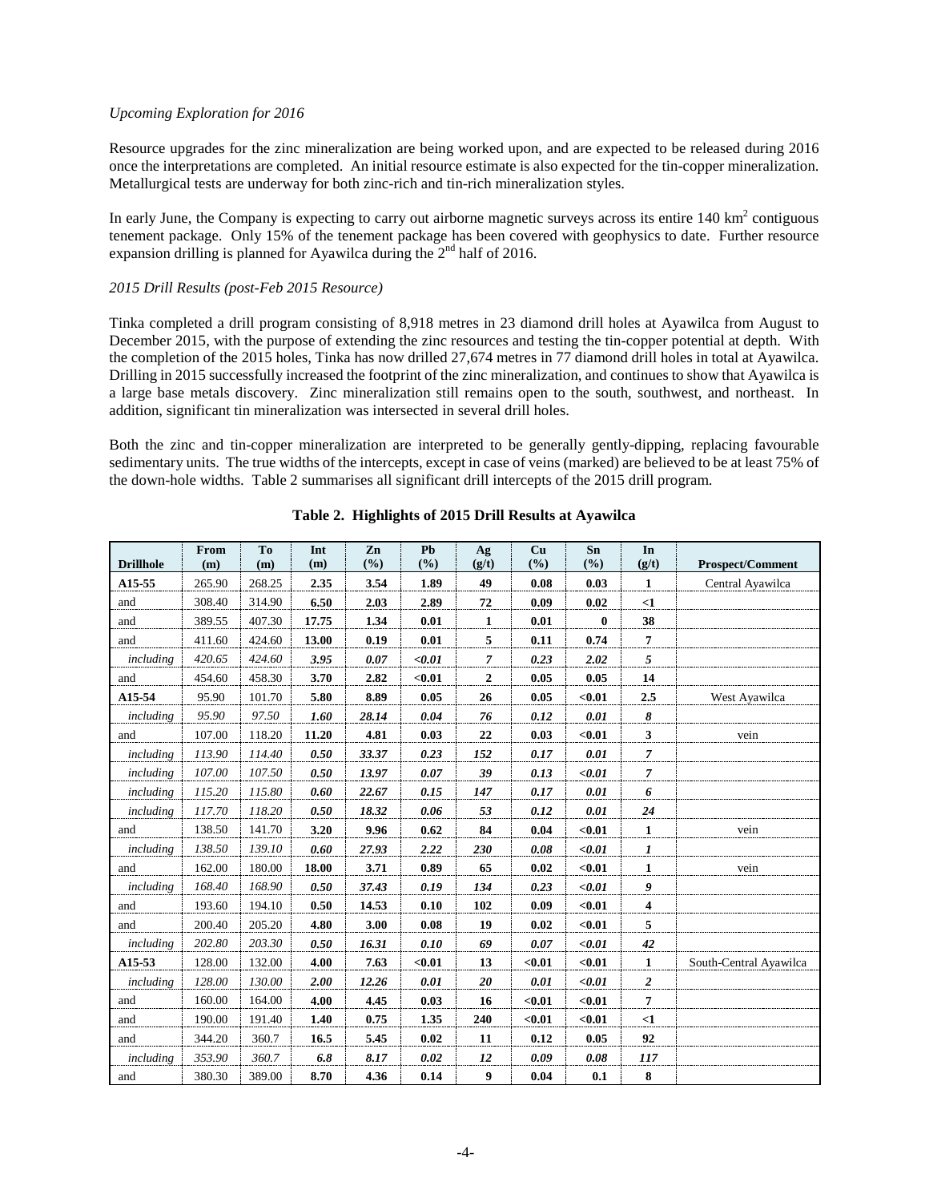*Upcoming Exploration for 2016*

Resource upgrades for the zinc mineralization are being worked upon, and are expected to be released during 2016 once the interpretations are completed. An initial resource estimate is also expected for the tin-copper mineralization. Metallurgical tests are underway for both zinc-rich and tin-rich mineralization styles.

In early June, the Company is expecting to carry out airborne magnetic surveys across its entire 140 $km^2$ contiguous tenement package. Only 15% of the tenement package has been covered with geophysics to date. Further resource expansion drilling is planned for Ayawilca during the 2nd half of 2016.

*2015 Drill Results (post-Feb 2015 Resource)*

Tinka completed a drill program consisting of 8,918 metres in 23 diamond drill holes at Ayawilca from August to December 2015, with the purpose of extending the zinc resources and testing the tin-copper potential at depth. With the completion of the 2015 holes, Tinka has now drilled 27,674 metres in 77 diamond drill holes in total at Ayawilca. Drilling in 2015 successfully increased the footprint of the zinc mineralization, and continues to show that Ayawilca is a large base metals discovery. Zinc mineralization still remains open to the south, southwest, and northeast. In addition, significant tin mineralization was intersected in several drill holes.

Both the zinc and tin-copper mineralization are interpreted to be generally gently-dipping, replacing favourable sedimentary units. The true widths of the intercepts, except in case of veins (marked) are believed to be at least 75% of the down-hole widths. Table 2 summarises all significant drill intercepts of the 2015 drill program.

**Table 2. Highlights of 2015 Drill Results at Ayawilca**

| Drillhole | From (m) | To (m) | Int (m) | Zn (%) | Pb (%) | Ag (g/t) | Cu (%) | Sn (%) | In (g/t) | Prospect/Comment |
|---|---|---|---|---|---|---|---|---|---|---|
| **A15-55** | 265.90 | 268.25 | **2.35** | **3.54** | **1.89** | **49** | **0.08** | **0.03** | **1** | Central Ayawilca |
| and | 308.40 | 314.90 | **6.50** | **2.03** | **2.89** | **72** | **0.09** | **0.02** | **<1** | |
| and | 389.55 | 407.30 | **17.75** | **1.34** | **0.01** | **1** | **0.01** | **0** | **38** | |
| and | 411.60 | 424.60 | **13.00** | **0.19** | **0.01** | **5** | **0.11** | **0.74** | **7** | |
| *including* | *420.65* | *424.60* | ***3.95*** | ***0.07*** | ***<0.01*** | ***7*** | ***0.23*** | ***2.02*** | ***5*** | |
| and | 454.60 | 458.30 | **3.70** | **2.82** | **<0.01** | **2** | **0.05** | **0.05** | **14** | |
| **A15-54** | 95.90 | 101.70 | **5.80** | **8.89** | **0.05** | **26** | **0.05** | **<0.01** | **2.5** | West Ayawilca |
| *including* | *95.90* | *97.50* | ***1.60*** | ***28.14*** | ***0.04*** | ***76*** | ***0.12*** | ***0.01*** | ***8*** | |
| and | 107.00 | 118.20 | **11.20** | **4.81** | **0.03** | **22** | **0.03** | **<0.01** | **3** | vein |
| *including* | *113.90* | *114.40* | ***0.50*** | ***33.37*** | ***0.23*** | ***152*** | ***0.17*** | ***0.01*** | ***7*** | |
| *including* | *107.00* | *107.50* | ***0.50*** | ***13.97*** | ***0.07*** | ***39*** | ***0.13*** | ***<0.01*** | ***7*** | |
| *including* | *115.20* | *115.80* | ***0.60*** | ***22.67*** | ***0.15*** | ***147*** | ***0.17*** | ***0.01*** | ***6*** | |
| *including* | *117.70* | *118.20* | ***0.50*** | ***18.32*** | ***0.06*** | ***53*** | ***0.12*** | ***0.01*** | ***24*** | |
| and | 138.50 | 141.70 | **3.20** | **9.96** | **0.62** | **84** | **0.04** | **<0.01** | **1** | vein |
| *including* | *138.50* | *139.10* | ***0.60*** | ***27.93*** | ***2.22*** | ***230*** | ***0.08*** | ***<0.01*** | ***1*** | |
| and | 162.00 | 180.00 | **18.00** | **3.71** | **0.89** | **65** | **0.02** | **<0.01** | **1** | vein |
| *including* | *168.40* | *168.90* | ***0.50*** | ***37.43*** | ***0.19*** | ***134*** | ***0.23*** | ***<0.01*** | ***9*** | |
| and | 193.60 | 194.10 | **0.50** | **14.53** | **0.10** | **102** | **0.09** | **<0.01** | **4** | |
| and | 200.40 | 205.20 | **4.80** | **3.00** | **0.08** | **19** | **0.02** | **<0.01** | **5** | |
| *including* | *202.80* | *203.30* | ***0.50*** | ***16.31*** | ***0.10*** | ***69*** | ***0.07*** | ***<0.01*** | ***42*** | |
| **A15-53** | 128.00 | 132.00 | **4.00** | **7.63** | **<0.01** | **13** | **<0.01** | **<0.01** | **1** | South-Central Ayawilca |
| *including* | *128.00* | *130.00* | ***2.00*** | ***12.26*** | ***0.01*** | ***20*** | ***0.01*** | ***<0.01*** | ***2*** | |
| and | 160.00 | 164.00 | **4.00** | **4.45** | **0.03** | **16** | **<0.01** | **<0.01** | **7** | |
| and | 190.00 | 191.40 | **1.40** | **0.75** | **1.35** | **240** | **<0.01** | **<0.01** | **<1** | |
| and | 344.20 | 360.7 | **16.5** | **5.45** | **0.02** | **11** | **0.12** | **0.05** | **92** | |
| *including* | *353.90* | *360.7* | ***6.8*** | ***8.17*** | ***0.02*** | ***12*** | ***0.09*** | ***0.08*** | ***117*** | |
| and | 380.30 | 389.00 | **8.70** | **4.36** | **0.14** | **9** | **0.04** | **0.1** | **8** | |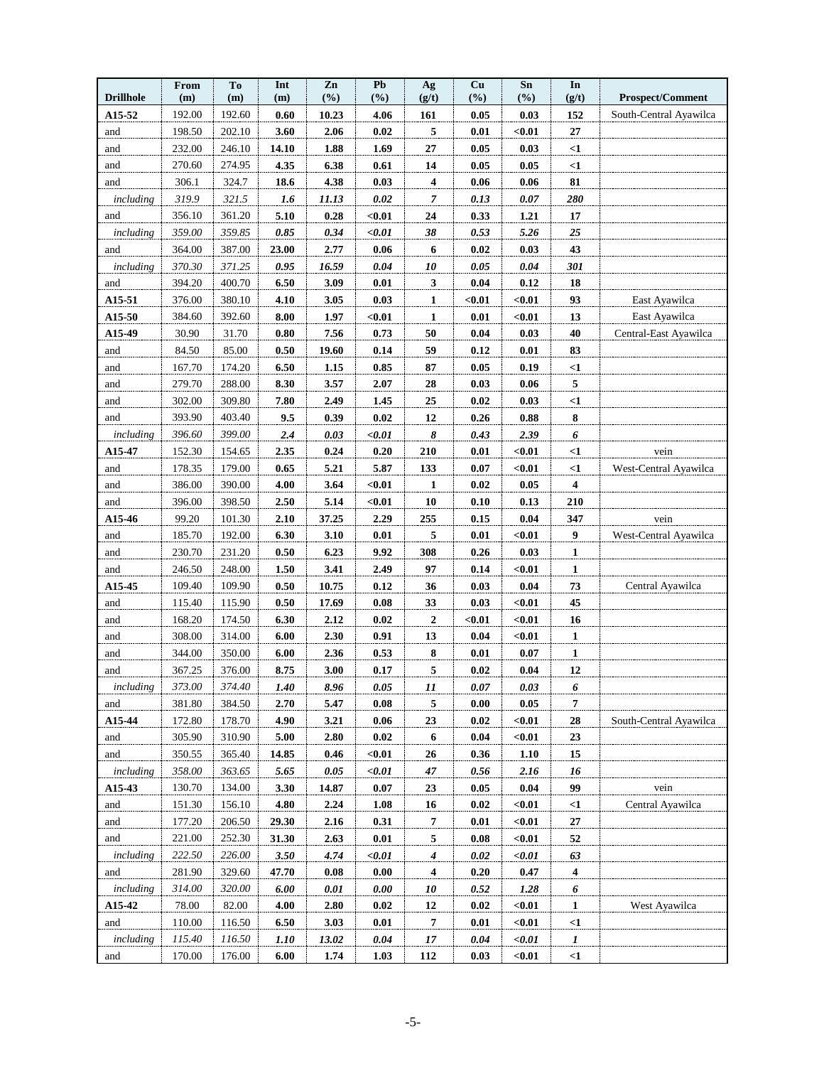| Drillhole | From (m) | To (m) | Int (m) | Zn (%) | Pb (%) | Ag (g/t) | Cu (%) | Sn (%) | In (g/t) | Prospect/Comment |
|---|---|---|---|---|---|---|---|---|---|---|
| **A15-52** | 192.00 | 192.60 | **0.60** | **10.23** | **4.06** | **161** | **0.05** | **0.03** | **152** | South-Central Ayawilca |
| and | 198.50 | 202.10 | **3.60** | **2.06** | **0.02** | **5** | **0.01** | **<0.01** | **27** | |
| and | 232.00 | 246.10 | **14.10** | **1.88** | **1.69** | **27** | **0.05** | **0.03** | **<1** | |
| and | 270.60 | 274.95 | **4.35** | **6.38** | **0.61** | **14** | **0.05** | **0.05** | **<1** | |
| and | 306.1 | 324.7 | **18.6** | **4.38** | **0.03** | **4** | **0.06** | **0.06** | **81** | |
| *including* | *319.9* | *321.5* | ***1.6*** | ***11.13*** | ***0.02*** | ***7*** | ***0.13*** | ***0.07*** | ***280*** | |
| and | 356.10 | 361.20 | **5.10** | **0.28** | **<0.01** | **24** | **0.33** | **1.21** | **17** | |
| *including* | *359.00* | *359.85* | ***0.85*** | ***0.34*** | ***<0.01*** | ***38*** | ***0.53*** | ***5.26*** | ***25*** | |
| and | 364.00 | 387.00 | **23.00** | **2.77** | **0.06** | **6** | **0.02** | **0.03** | **43** | |
| *including* | *370.30* | *371.25* | ***0.95*** | ***16.59*** | ***0.04*** | ***10*** | ***0.05*** | ***0.04*** | ***301*** | |
| and | 394.20 | 400.70 | **6.50** | **3.09** | **0.01** | **3** | **0.04** | **0.12** | **18** | |
| **A15-51** | 376.00 | 380.10 | **4.10** | **3.05** | **0.03** | **1** | **<0.01** | **<0.01** | **93** | East Ayawilca |
| **A15-50** | 384.60 | 392.60 | **8.00** | **1.97** | **<0.01** | **1** | **0.01** | **<0.01** | **13** | East Ayawilca |
| **A15-49** | 30.90 | 31.70 | **0.80** | **7.56** | **0.73** | **50** | **0.04** | **0.03** | **40** | Central-East Ayawilca |
| and | 84.50 | 85.00 | **0.50** | **19.60** | **0.14** | **59** | **0.12** | **0.01** | **83** | |
| and | 167.70 | 174.20 | **6.50** | **1.15** | **0.85** | **87** | **0.05** | **0.19** | **<1** | |
| and | 279.70 | 288.00 | **8.30** | **3.57** | **2.07** | **28** | **0.03** | **0.06** | **5** | |
| and | 302.00 | 309.80 | **7.80** | **2.49** | **1.45** | **25** | **0.02** | **0.03** | **<1** | |
| and | 393.90 | 403.40 | **9.5** | **0.39** | **0.02** | **12** | **0.26** | **0.88** | **8** | |
| *including* | *396.60* | *399.00* | ***2.4*** | ***0.03*** | ***<0.01*** | ***8*** | ***0.43*** | ***2.39*** | ***6*** | |
| **A15-47** | 152.30 | 154.65 | **2.35** | **0.24** | **0.20** | **210** | **0.01** | **<0.01** | **<1** | vein |
| and | 178.35 | 179.00 | **0.65** | **5.21** | **5.87** | **133** | **0.07** | **<0.01** | **<1** | West-Central Ayawilca |
| and | 386.00 | 390.00 | **4.00** | **3.64** | **<0.01** | **1** | **0.02** | **0.05** | **4** | |
| and | 396.00 | 398.50 | **2.50** | **5.14** | **<0.01** | **10** | **0.10** | **0.13** | **210** | |
| **A15-46** | 99.20 | 101.30 | **2.10** | **37.25** | **2.29** | **255** | **0.15** | **0.04** | **347** | vein |
| and | 185.70 | 192.00 | **6.30** | **3.10** | **0.01** | **5** | **0.01** | **<0.01** | **9** | West-Central Ayawilca |
| and | 230.70 | 231.20 | **0.50** | **6.23** | **9.92** | **308** | **0.26** | **0.03** | **1** | |
| and | 246.50 | 248.00 | **1.50** | **3.41** | **2.49** | **97** | **0.14** | **<0.01** | **1** | |
| **A15-45** | 109.40 | 109.90 | **0.50** | **10.75** | **0.12** | **36** | **0.03** | **0.04** | **73** | Central Ayawilca |
| and | 115.40 | 115.90 | **0.50** | **17.69** | **0.08** | **33** | **0.03** | **<0.01** | **45** | |
| and | 168.20 | 174.50 | **6.30** | **2.12** | **0.02** | **2** | **<0.01** | **<0.01** | **16** | |
| and | 308.00 | 314.00 | **6.00** | **2.30** | **0.91** | **13** | **0.04** | **<0.01** | **1** | |
| and | 344.00 | 350.00 | **6.00** | **2.36** | **0.53** | **8** | **0.01** | **0.07** | **1** | |
| and | 367.25 | 376.00 | **8.75** | **3.00** | **0.17** | **5** | **0.02** | **0.04** | **12** | |
| *including* | *373.00* | *374.40* | ***1.40*** | ***8.96*** | ***0.05*** | ***11*** | ***0.07*** | ***0.03*** | ***6*** | |
| and | 381.80 | 384.50 | **2.70** | **5.47** | **0.08** | **5** | **0.00** | **0.05** | **7** | |
| **A15-44** | 172.80 | 178.70 | **4.90** | **3.21** | **0.06** | **23** | **0.02** | **<0.01** | **28** | South-Central Ayawilca |
| and | 305.90 | 310.90 | **5.00** | **2.80** | **0.02** | **6** | **0.04** | **<0.01** | **23** | |
| and | 350.55 | 365.40 | **14.85** | **0.46** | **<0.01** | **26** | **0.36** | **1.10** | **15** | |
| *including* | *358.00* | *363.65* | ***5.65*** | ***0.05*** | ***<0.01*** | ***47*** | ***0.56*** | ***2.16*** | ***16*** | |
| **A15-43** | 130.70 | 134.00 | **3.30** | **14.87** | **0.07** | **23** | **0.05** | **0.04** | **99** | vein |
| and | 151.30 | 156.10 | **4.80** | **2.24** | **1.08** | **16** | **0.02** | **<0.01** | **<1** | Central Ayawilca |
| and | 177.20 | 206.50 | **29.30** | **2.16** | **0.31** | **7** | **0.01** | **<0.01** | **27** | |
| and | 221.00 | 252.30 | **31.30** | **2.63** | **0.01** | **5** | **0.08** | **<0.01** | **52** | |
| *including* | *222.50* | *226.00* | ***3.50*** | ***4.74*** | ***<0.01*** | ***4*** | ***0.02*** | ***<0.01*** | ***63*** | |
| and | 281.90 | 329.60 | **47.70** | **0.08** | **0.00** | **4** | **0.20** | **0.47** | **4** | |
| *including* | *314.00* | *320.00* | ***6.00*** | ***0.01*** | ***0.00*** | ***10*** | ***0.52*** | ***1.28*** | ***6*** | |
| **A15-42** | 78.00 | 82.00 | **4.00** | **2.80** | **0.02** | **12** | **0.02** | **<0.01** | **1** | West Ayawilca |
| and | 110.00 | 116.50 | **6.50** | **3.03** | **0.01** | **7** | **0.01** | **<0.01** | **<1** | |
| *including* | *115.40* | *116.50* | ***1.10*** | ***13.02*** | ***0.04*** | ***17*** | ***0.04*** | ***<0.01*** | ***1*** | |
| and | 170.00 | 176.00 | **6.00** | **1.74** | **1.03** | **112** | **0.03** | **<0.01** | **<1** | |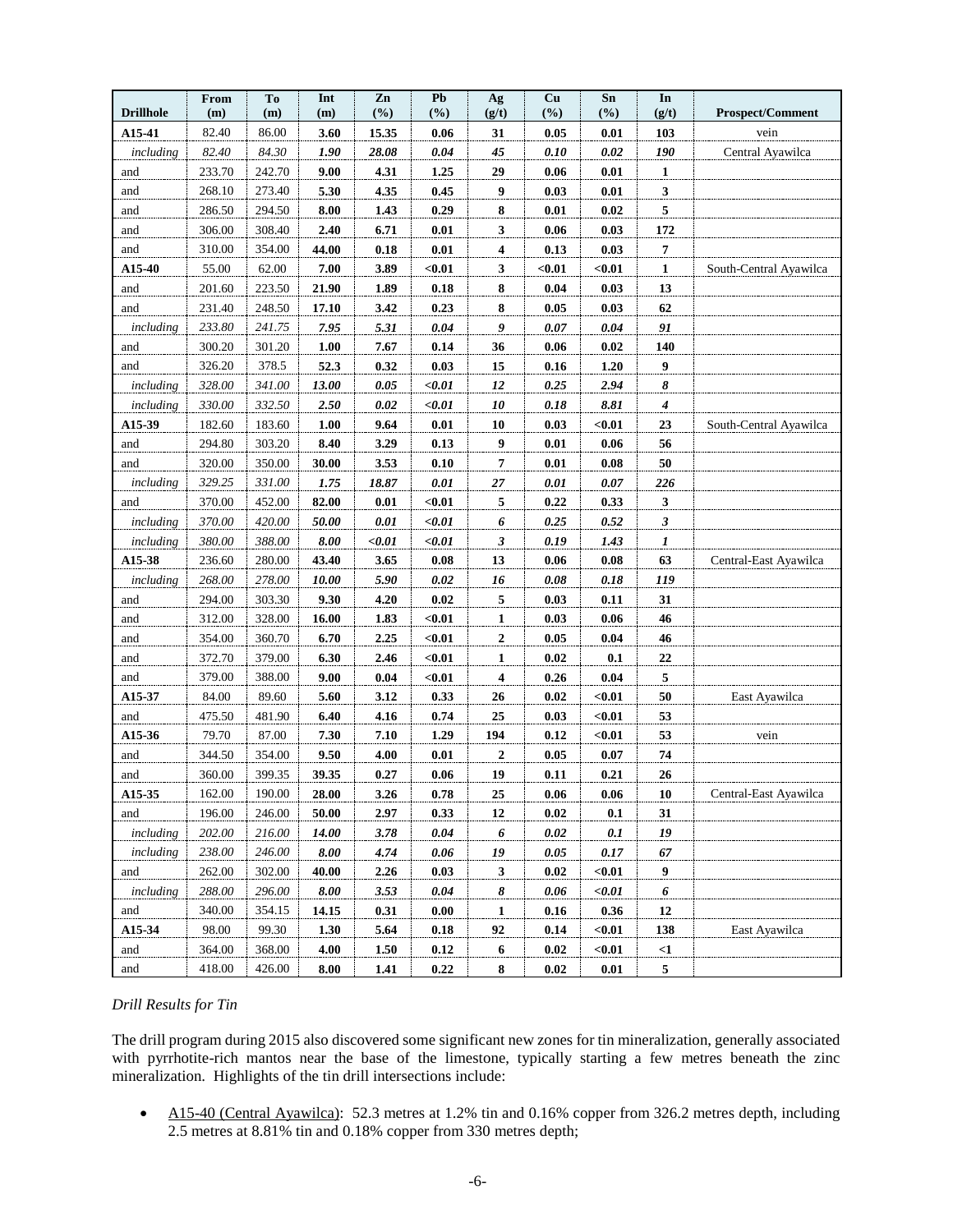| Drillhole | From (m) | To (m) | Int (m) | Zn (%) | Pb (%) | Ag (g/t) | Cu (%) | Sn (%) | In (g/t) | Prospect/Comment |
|---|---|---|---|---|---|---|---|---|---|---|
| **A15-41** | 82.40 | 86.00 | **3.60** | **15.35** | **0.06** | **31** | **0.05** | **0.01** | **103** | vein |
| *including* | *82.40* | *84.30* | ***1.90*** | ***28.08*** | ***0.04*** | ***45*** | ***0.10*** | ***0.02*** | ***190*** | Central Ayawilca |
| and | 233.70 | 242.70 | **9.00** | **4.31** | **1.25** | **29** | **0.06** | **0.01** | **1** | |
| and | 268.10 | 273.40 | **5.30** | **4.35** | **0.45** | **9** | **0.03** | **0.01** | **3** | |
| and | 286.50 | 294.50 | **8.00** | **1.43** | **0.29** | **8** | **0.01** | **0.02** | **5** | |
| and | 306.00 | 308.40 | **2.40** | **6.71** | **0.01** | **3** | **0.06** | **0.03** | **172** | |
| and | 310.00 | 354.00 | **44.00** | **0.18** | **0.01** | **4** | **0.13** | **0.03** | **7** | |
| **A15-40** | 55.00 | 62.00 | **7.00** | **3.89** | **<0.01** | **3** | **<0.01** | **<0.01** | **1** | South-Central Ayawilca |
| and | 201.60 | 223.50 | **21.90** | **1.89** | **0.18** | **8** | **0.04** | **0.03** | **13** | |
| and | 231.40 | 248.50 | **17.10** | **3.42** | **0.23** | **8** | **0.05** | **0.03** | **62** | |
| *including* | *233.80* | *241.75* | ***7.95*** | ***5.31*** | ***0.04*** | ***9*** | ***0.07*** | ***0.04*** | ***91*** | |
| and | 300.20 | 301.20 | **1.00** | **7.67** | **0.14** | **36** | **0.06** | **0.02** | **140** | |
| and | 326.20 | 378.5 | **52.3** | **0.32** | **0.03** | **15** | **0.16** | **1.20** | **9** | |
| *including* | *328.00* | *341.00* | ***13.00*** | ***0.05*** | ***<0.01*** | ***12*** | ***0.25*** | ***2.94*** | ***8*** | |
| *including* | *330.00* | *332.50* | ***2.50*** | ***0.02*** | ***<0.01*** | ***10*** | ***0.18*** | ***8.81*** | ***4*** | |
| **A15-39** | 182.60 | 183.60 | **1.00** | **9.64** | **0.01** | **10** | **0.03** | **<0.01** | **23** | South-Central Ayawilca |
| and | 294.80 | 303.20 | **8.40** | **3.29** | **0.13** | **9** | **0.01** | **0.06** | **56** | |
| and | 320.00 | 350.00 | **30.00** | **3.53** | **0.10** | **7** | **0.01** | **0.08** | **50** | |
| *including* | *329.25* | *331.00* | ***1.75*** | ***18.87*** | ***0.01*** | ***27*** | ***0.01*** | ***0.07*** | ***226*** | |
| and | 370.00 | 452.00 | **82.00** | **0.01** | **<0.01** | **5** | **0.22** | **0.33** | **3** | |
| *including* | *370.00* | *420.00* | ***50.00*** | ***0.01*** | ***<0.01*** | ***6*** | ***0.25*** | ***0.52*** | ***3*** | |
| *including* | *380.00* | *388.00* | ***8.00*** | ***<0.01*** | ***<0.01*** | ***3*** | ***0.19*** | ***1.43*** | ***1*** | |
| **A15-38** | 236.60 | 280.00 | **43.40** | **3.65** | **0.08** | **13** | **0.06** | **0.08** | **63** | Central-East Ayawilca |
| *including* | *268.00* | *278.00* | ***10.00*** | ***5.90*** | ***0.02*** | ***16*** | ***0.08*** | ***0.18*** | ***119*** | |
| and | 294.00 | 303.30 | **9.30** | **4.20** | **0.02** | **5** | **0.03** | **0.11** | **31** | |
| and | 312.00 | 328.00 | **16.00** | **1.83** | **<0.01** | **1** | **0.03** | **0.06** | **46** | |
| and | 354.00 | 360.70 | **6.70** | **2.25** | **<0.01** | **2** | **0.05** | **0.04** | **46** | |
| and | 372.70 | 379.00 | **6.30** | **2.46** | **<0.01** | **1** | **0.02** | **0.1** | **22** | |
| and | 379.00 | 388.00 | **9.00** | **0.04** | **<0.01** | **4** | **0.26** | **0.04** | **5** | |
| **A15-37** | 84.00 | 89.60 | **5.60** | **3.12** | **0.33** | **26** | **0.02** | **<0.01** | **50** | East Ayawilca |
| and | 475.50 | 481.90 | **6.40** | **4.16** | **0.74** | **25** | **0.03** | **<0.01** | **53** | |
| **A15-36** | 79.70 | 87.00 | **7.30** | **7.10** | **1.29** | **194** | **0.12** | **<0.01** | **53** | vein |
| and | 344.50 | 354.00 | **9.50** | **4.00** | **0.01** | **2** | **0.05** | **0.07** | **74** | |
| and | 360.00 | 399.35 | **39.35** | **0.27** | **0.06** | **19** | **0.11** | **0.21** | **26** | |
| **A15-35** | 162.00 | 190.00 | **28.00** | **3.26** | **0.78** | **25** | **0.06** | **0.06** | **10** | Central-East Ayawilca |
| and | 196.00 | 246.00 | **50.00** | **2.97** | **0.33** | **12** | **0.02** | **0.1** | **31** | |
| *including* | *202.00* | *216.00* | ***14.00*** | ***3.78*** | ***0.04*** | ***6*** | ***0.02*** | ***0.1*** | ***19*** | |
| *including* | *238.00* | *246.00* | ***8.00*** | ***4.74*** | ***0.06*** | ***19*** | ***0.05*** | ***0.17*** | ***67*** | |
| and | 262.00 | 302.00 | **40.00** | **2.26** | **0.03** | **3** | **0.02** | **<0.01** | **9** | |
| *including* | *288.00* | *296.00* | ***8.00*** | ***3.53*** | ***0.04*** | ***8*** | ***0.06*** | ***<0.01*** | ***6*** | |
| and | 340.00 | 354.15 | **14.15** | **0.31** | **0.00** | **1** | **0.16** | **0.36** | **12** | |
| **A15-34** | 98.00 | 99.30 | **1.30** | **5.64** | **0.18** | **92** | **0.14** | **<0.01** | **138** | East Ayawilca |
| and | 364.00 | 368.00 | **4.00** | **1.50** | **0.12** | **6** | **0.02** | **<0.01** | **<1** | |
| and | 418.00 | 426.00 | **8.00** | **1.41** | **0.22** | **8** | **0.02** | **0.01** | **5** | |

*Drill Results for Tin*

The drill program during 2015 also discovered some significant new zones for tin mineralization, generally associated with pyrrhotite-rich mantos near the base of the limestone, typically starting a few metres beneath the zinc mineralization. Highlights of the tin drill intersections include:

- A15-40 (Central Ayawilca): 52.3 metres at 1.2% tin and 0.16% copper from 326.2 metres depth, including 2.5 metres at 8.81% tin and 0.18% copper from 330 metres depth;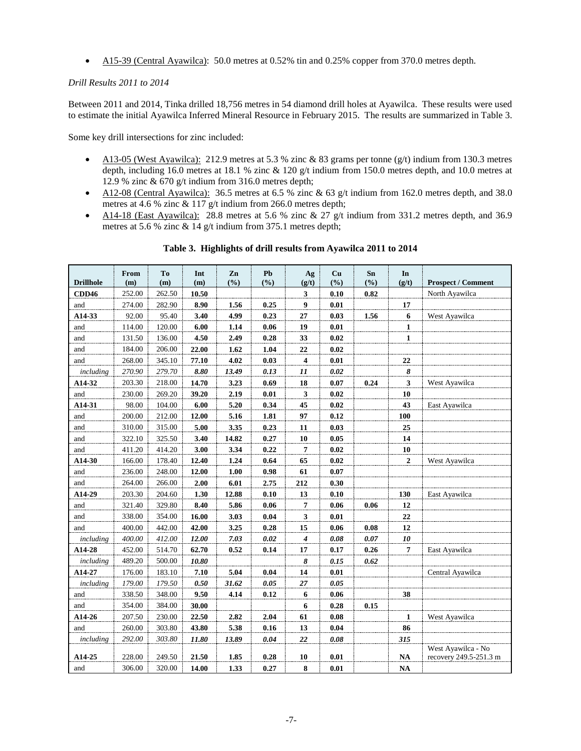- A15-39 (Central Ayawilca): 50.0 metres at 0.52% tin and 0.25% copper from 370.0 metres depth.

*Drill Results 2011 to 2014*

Between 2011 and 2014, Tinka drilled 18,756 metres in 54 diamond drill holes at Ayawilca. These results were used to estimate the initial Ayawilca Inferred Mineral Resource in February 2015. The results are summarized in Table 3.

Some key drill intersections for zinc included:

- A13-05 (West Ayawilca): 212.9 metres at 5.3 % zinc & 83 grams per tonne (g/t) indium from 130.3 metres depth, including 16.0 metres at 18.1 % zinc & 120 g/t indium from 150.0 metres depth, and 10.0 metres at 12.9 % zinc & 670 g/t indium from 316.0 metres depth;
- A12-08 (Central Ayawilca): 36.5 metres at 6.5 % zinc & 63 g/t indium from 162.0 metres depth, and 38.0 metres at 4.6 % zinc & 117 g/t indium from 266.0 metres depth;
- A14-18 (East Ayawilca): 28.8 metres at 5.6 % zinc & 27 g/t indium from 331.2 metres depth, and 36.9 metres at 5.6 % zinc & 14 g/t indium from 375.1 metres depth;

**Table 3. Highlights of drill results from Ayawilca 2011 to 2014**

| Drillhole | From (m) | To (m) | Int (m) | Zn (%) | Pb (%) | Ag (g/t) | Cu (%) | Sn (%) | In (g/t) | Prospect / Comment |
|---|---|---|---|---|---|---|---|---|---|---|
| **CDD46** | 252.00 | 262.50 | **10.50** | | | **3** | **0.10** | **0.82** | | North Ayawilca |
| and | 274.00 | 282.90 | **8.90** | **1.56** | **0.25** | **9** | **0.01** | | **17** | |
| **A14-33** | 92.00 | 95.40 | **3.40** | **4.99** | **0.23** | **27** | **0.03** | **1.56** | **6** | West Ayawilca |
| and | 114.00 | 120.00 | **6.00** | **1.14** | **0.06** | **19** | **0.01** | | **1** | |
| and | 131.50 | 136.00 | **4.50** | **2.49** | **0.28** | **33** | **0.02** | | **1** | |
| and | 184.00 | 206.00 | **22.00** | **1.62** | **1.04** | **22** | **0.02** | | | |
| and | 268.00 | 345.10 | **77.10** | **4.02** | **0.03** | **4** | **0.01** | | **22** | |
| *including* | *270.90* | *279.70* | ***8.80*** | ***13.49*** | ***0.13*** | ***11*** | ***0.02*** | | ***8*** | |
| **A14-32** | 203.30 | 218.00 | **14.70** | **3.23** | **0.69** | **18** | **0.07** | **0.24** | **3** | West Ayawilca |
| and | 230.00 | 269.20 | **39.20** | **2.19** | **0.01** | **3** | **0.02** | | **10** | |
| **A14-31** | 98.00 | 104.00 | **6.00** | **5.20** | **0.34** | **45** | **0.02** | | **43** | East Ayawilca |
| and | 200.00 | 212.00 | **12.00** | **5.16** | **1.81** | **97** | **0.12** | | **100** | |
| and | 310.00 | 315.00 | **5.00** | **3.35** | **0.23** | **11** | **0.03** | | **25** | |
| and | 322.10 | 325.50 | **3.40** | **14.82** | **0.27** | **10** | **0.05** | | **14** | |
| and | 411.20 | 414.20 | **3.00** | **3.34** | **0.22** | **7** | **0.02** | | **10** | |
| **A14-30** | 166.00 | 178.40 | **12.40** | **1.24** | **0.64** | **65** | **0.02** | | **2** | West Ayawilca |
| and | 236.00 | 248.00 | **12.00** | **1.00** | **0.98** | **61** | **0.07** | | | |
| and | 264.00 | 266.00 | **2.00** | **6.01** | **2.75** | **212** | **0.30** | | | |
| **A14-29** | 203.30 | 204.60 | **1.30** | **12.88** | **0.10** | **13** | **0.10** | | **130** | East Ayawilca |
| and | 321.40 | 329.80 | **8.40** | **5.86** | **0.06** | **7** | **0.06** | **0.06** | **12** | |
| and | 338.00 | 354.00 | **16.00** | **3.03** | **0.04** | **3** | **0.01** | | **22** | |
| and | 400.00 | 442.00 | **42.00** | **3.25** | **0.28** | **15** | **0.06** | **0.08** | **12** | |
| *including* | *400.00* | *412.00* | ***12.00*** | ***7.03*** | ***0.02*** | ***4*** | ***0.08*** | ***0.07*** | ***10*** | |
| **A14-28** | 452.00 | 514.70 | **62.70** | **0.52** | **0.14** | **17** | **0.17** | **0.26** | **7** | East Ayawilca |
| *including* | 489.20 | 500.00 | ***10.80*** | | | ***8*** | ***0.15*** | ***0.62*** | | |
| **A14-27** | 176.00 | 183.10 | **7.10** | **5.04** | **0.04** | **14** | **0.01** | | | Central Ayawilca |
| *including* | *179.00* | *179.50* | ***0.50*** | ***31.62*** | ***0.05*** | ***27*** | ***0.05*** | | | |
| and | 338.50 | 348.00 | **9.50** | **4.14** | **0.12** | **6** | **0.06** | | **38** | |
| and | 354.00 | 384.00 | **30.00** | | | **6** | **0.28** | **0.15** | | |
| **A14-26** | 207.50 | 230.00 | **22.50** | **2.82** | **2.04** | **61** | **0.08** | | **1** | West Ayawilca |
| and | 260.00 | 303.80 | **43.80** | **5.38** | **0.16** | **13** | **0.04** | | **86** | |
| *including* | *292.00* | *303.80* | ***11.80*** | ***13.89*** | ***0.04*** | ***22*** | ***0.08*** | | ***315*** | |
| **A14-25** | 228.00 | 249.50 | **21.50** | **1.85** | **0.28** | **10** | **0.01** | | **NA** | West Ayawilca - No recovery 249.5-251.3 m |
| and | 306.00 | 320.00 | **14.00** | **1.33** | **0.27** | **8** | **0.01** | | **NA** | |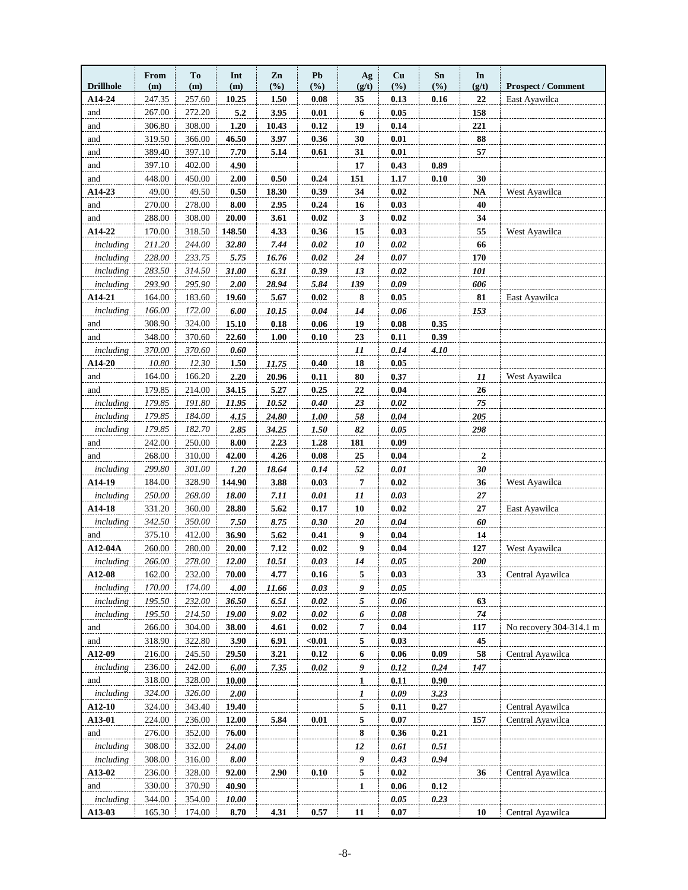| Drillhole | From (m) | To (m) | Int (m) | Zn (%) | Pb (%) | Ag (g/t) | Cu (%) | Sn (%) | In (g/t) | Prospect / Comment |
|---|---|---|---|---|---|---|---|---|---|---|
| **A14-24** | 247.35 | 257.60 | **10.25** | **1.50** | **0.08** | **35** | **0.13** | **0.16** | **22** | East Ayawilca |
| and | 267.00 | 272.20 | **5.2** | **3.95** | **0.01** | **6** | **0.05** | | **158** | |
| and | 306.80 | 308.00 | **1.20** | **10.43** | **0.12** | **19** | **0.14** | | **221** | |
| and | 319.50 | 366.00 | **46.50** | **3.97** | **0.36** | **30** | **0.01** | | **88** | |
| and | 389.40 | 397.10 | **7.70** | **5.14** | **0.61** | **31** | **0.01** | | **57** | |
| and | 397.10 | 402.00 | **4.90** | | | **17** | **0.43** | **0.89** | | |
| and | 448.00 | 450.00 | **2.00** | **0.50** | **0.24** | **151** | **1.17** | **0.10** | **30** | |
| **A14-23** | 49.00 | 49.50 | **0.50** | **18.30** | **0.39** | **34** | **0.02** | | **NA** | West Ayawilca |
| and | 270.00 | 278.00 | **8.00** | **2.95** | **0.24** | **16** | **0.03** | | **40** | |
| and | 288.00 | 308.00 | **20.00** | **3.61** | **0.02** | **3** | **0.02** | | **34** | |
| **A14-22** | 170.00 | 318.50 | **148.50** | **4.33** | **0.36** | **15** | **0.03** | | **55** | West Ayawilca |
| *including* | *211.20* | *244.00* | ***32.80*** | ***7.44*** | ***0.02*** | ***10*** | ***0.02*** | | **66** | |
| *including* | *228.00* | *233.75* | ***5.75*** | ***16.76*** | ***0.02*** | ***24*** | ***0.07*** | | **170** | |
| *including* | *283.50* | *314.50* | ***31.00*** | ***6.31*** | ***0.39*** | ***13*** | ***0.02*** | | ***101*** | |
| *including* | *293.90* | *295.90* | ***2.00*** | ***28.94*** | ***5.84*** | ***139*** | ***0.09*** | | ***606*** | |
| **A14-21** | 164.00 | 183.60 | **19.60** | **5.67** | **0.02** | **8** | **0.05** | | **81** | East Ayawilca |
| *including* | *166.00* | *172.00* | ***6.00*** | ***10.15*** | ***0.04*** | ***14*** | ***0.06*** | | ***153*** | |
| and | 308.90 | 324.00 | **15.10** | **0.18** | **0.06** | **19** | **0.08** | **0.35** | | |
| and | 348.00 | 370.60 | **22.60** | **1.00** | **0.10** | **23** | **0.11** | **0.39** | | |
| *including* | *370.00* | *370.60* | ***0.60*** | | | ***11*** | ***0.14*** | ***4.10*** | | |
| **A14-20** | *10.80* | *12.30* | **1.50** | ***11.75*** | **0.40** | **18** | **0.05** | | | |
| and | 164.00 | 166.20 | **2.20** | **20.96** | **0.11** | **80** | **0.37** | | ***11*** | West Ayawilca |
| and | 179.85 | 214.00 | **34.15** | **5.27** | **0.25** | **22** | **0.04** | | **26** | |
| *including* | *179.85* | *191.80* | ***11.95*** | ***10.52*** | ***0.40*** | ***23*** | ***0.02*** | | ***75*** | |
| *including* | *179.85* | *184.00* | ***4.15*** | ***24.80*** | ***1.00*** | ***58*** | ***0.04*** | | ***205*** | |
| *including* | *179.85* | *182.70* | ***2.85*** | ***34.25*** | ***1.50*** | ***82*** | ***0.05*** | | ***298*** | |
| and | 242.00 | 250.00 | **8.00** | **2.23** | **1.28** | **181** | **0.09** | | | |
| and | 268.00 | 310.00 | **42.00** | **4.26** | **0.08** | **25** | **0.04** | | **2** | |
| *including* | *299.80* | *301.00* | ***1.20*** | ***18.64*** | ***0.14*** | ***52*** | ***0.01*** | | ***30*** | |
| **A14-19** | 184.00 | 328.90 | **144.90** | **3.88** | **0.03** | **7** | **0.02** | | **36** | West Ayawilca |
| *including* | *250.00* | *268.00* | ***18.00*** | ***7.11*** | ***0.01*** | ***11*** | ***0.03*** | | ***27*** | |
| **A14-18** | 331.20 | 360.00 | **28.80** | **5.62** | **0.17** | **10** | **0.02** | | **27** | East Ayawilca |
| *including* | *342.50* | *350.00* | ***7.50*** | ***8.75*** | ***0.30*** | ***20*** | ***0.04*** | | ***60*** | |
| and | 375.10 | 412.00 | **36.90** | **5.62** | **0.41** | **9** | **0.04** | | **14** | |
| **A12-04A** | 260.00 | 280.00 | **20.00** | **7.12** | **0.02** | **9** | **0.04** | | **127** | West Ayawilca |
| *including* | *266.00* | *278.00* | ***12.00*** | ***10.51*** | ***0.03*** | ***14*** | ***0.05*** | | ***200*** | |
| **A12-08** | 162.00 | 232.00 | **70.00** | **4.77** | **0.16** | **5** | **0.03** | | **33** | Central Ayawilca |
| *including* | *170.00* | *174.00* | ***4.00*** | ***11.66*** | ***0.03*** | ***9*** | ***0.05*** | | | |
| *including* | *195.50* | *232.00* | ***36.50*** | ***6.51*** | ***0.02*** | ***5*** | ***0.06*** | | **63** | |
| *including* | *195.50* | *214.50* | ***19.00*** | ***9.02*** | ***0.02*** | ***6*** | ***0.08*** | | ***74*** | |
| and | 266.00 | 304.00 | **38.00** | **4.61** | **0.02** | **7** | **0.04** | | **117** | No recovery 304-314.1 m |
| and | 318.90 | 322.80 | **3.90** | **6.91** | **<0.01** | **5** | **0.03** | | **45** | |
| **A12-09** | 216.00 | 245.50 | **29.50** | **3.21** | **0.12** | **6** | **0.06** | **0.09** | **58** | Central Ayawilca |
| *including* | 236.00 | 242.00 | ***6.00*** | ***7.35*** | ***0.02*** | ***9*** | ***0.12*** | ***0.24*** | ***147*** | |
| and | 318.00 | 328.00 | **10.00** | | | **1** | **0.11** | **0.90** | | |
| *including* | 324.00 | 326.00 | ***2.00*** | | | ***1*** | ***0.09*** | ***3.23*** | | |
| **A12-10** | 324.00 | 343.40 | **19.40** | | | **5** | **0.11** | **0.27** | | Central Ayawilca |
| **A13-01** | 224.00 | 236.00 | **12.00** | **5.84** | **0.01** | **5** | **0.07** | | **157** | Central Ayawilca |
| and | 276.00 | 352.00 | **76.00** | | | **8** | **0.36** | **0.21** | | |
| *including* | 308.00 | 332.00 | ***24.00*** | | | ***12*** | ***0.61*** | ***0.51*** | | |
| *including* | 308.00 | 316.00 | ***8.00*** | | | ***9*** | ***0.43*** | ***0.94*** | | |
| **A13-02** | 236.00 | 328.00 | **92.00** | **2.90** | **0.10** | **5** | **0.02** | | **36** | Central Ayawilca |
| and | 330.00 | 370.90 | **40.90** | | | **1** | **0.06** | **0.12** | | |
| *including* | 344.00 | 354.00 | ***10.00*** | | | | ***0.05*** | ***0.23*** | | |
| **A13-03** | 165.30 | 174.00 | **8.70** | **4.31** | **0.57** | **11** | **0.07** | | **10** | Central Ayawilca |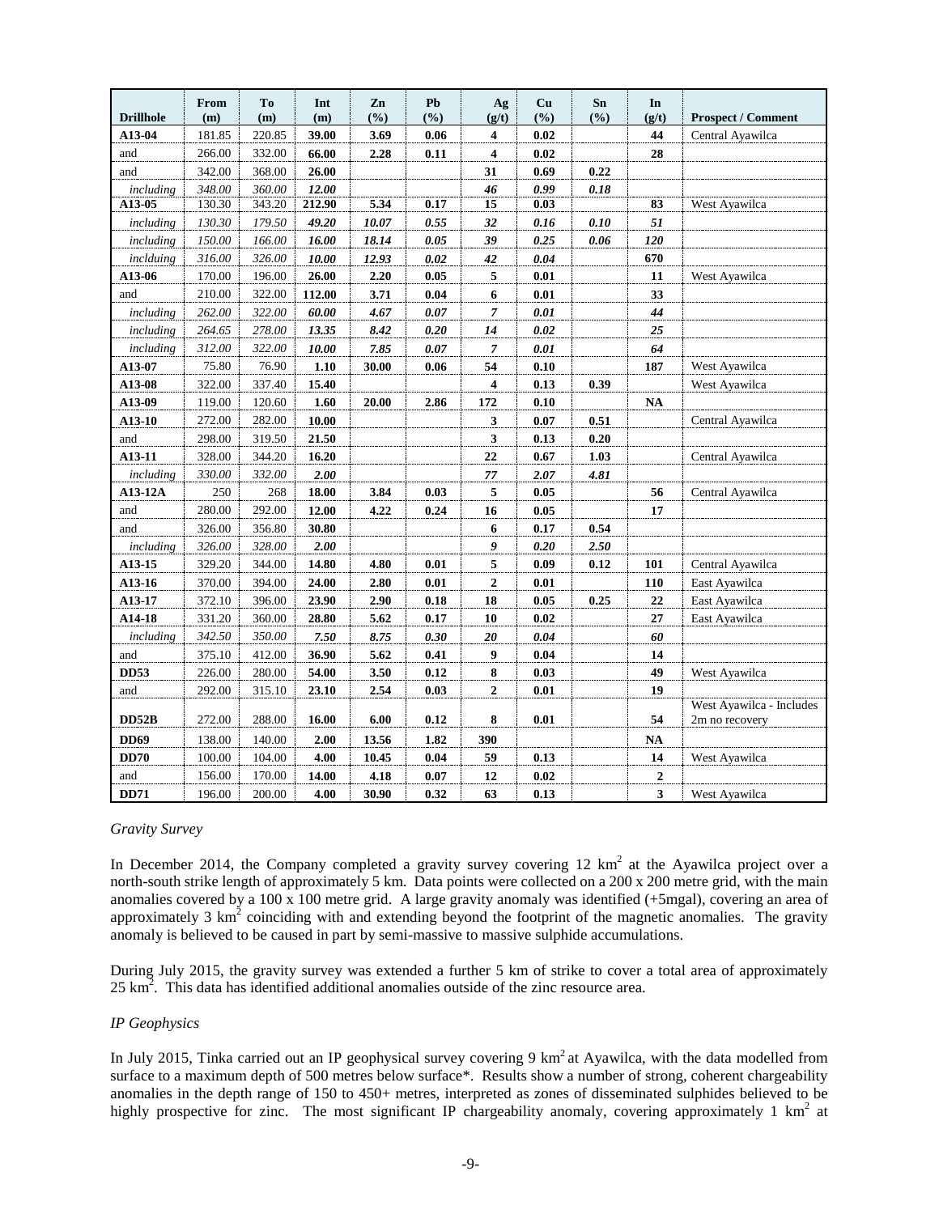| Drillhole | From (m) | To (m) | Int (m) | Zn (%) | Pb (%) | Ag (g/t) | Cu (%) | Sn (%) | In (g/t) | Prospect / Comment |
|---|---|---|---|---|---|---|---|---|---|---|
| **A13-04** | 181.85 | 220.85 | **39.00** | **3.69** | **0.06** | **4** | **0.02** | | **44** | Central Ayawilca |
| and | 266.00 | 332.00 | **66.00** | **2.28** | **0.11** | **4** | **0.02** | | **28** | |
| and | 342.00 | 368.00 | **26.00** | | | **31** | **0.69** | **0.22** | | |
| *including* | *348.00* | *360.00* | ***12.00*** | | | ***46*** | ***0.99*** | ***0.18*** | | |
| **A13-05** | 130.30 | 343.20 | **212.90** | **5.34** | **0.17** | **15** | **0.03** | | **83** | West Ayawilca |
| *including* | *130.30* | *179.50* | ***49.20*** | ***10.07*** | ***0.55*** | ***32*** | ***0.16*** | ***0.10*** | ***51*** | |
| *including* | *150.00* | *166.00* | ***16.00*** | ***18.14*** | ***0.05*** | ***39*** | ***0.25*** | ***0.06*** | ***120*** | |
| *inclduing* | *316.00* | *326.00* | ***10.00*** | ***12.93*** | ***0.02*** | ***42*** | ***0.04*** | | **670** | |
| **A13-06** | 170.00 | 196.00 | **26.00** | **2.20** | **0.05** | **5** | **0.01** | | **11** | West Ayawilca |
| and | 210.00 | 322.00 | **112.00** | **3.71** | **0.04** | **6** | **0.01** | | **33** | |
| *including* | *262.00* | *322.00* | ***60.00*** | ***4.67*** | ***0.07*** | ***7*** | ***0.01*** | | ***44*** | |
| *including* | *264.65* | *278.00* | ***13.35*** | ***8.42*** | ***0.20*** | ***14*** | ***0.02*** | | ***25*** | |
| *including* | *312.00* | *322.00* | ***10.00*** | ***7.85*** | ***0.07*** | ***7*** | ***0.01*** | | ***64*** | |
| **A13-07** | 75.80 | 76.90 | **1.10** | **30.00** | **0.06** | **54** | **0.10** | | **187** | West Ayawilca |
| **A13-08** | 322.00 | 337.40 | **15.40** | | | **4** | **0.13** | **0.39** | | West Ayawilca |
| **A13-09** | 119.00 | 120.60 | **1.60** | **20.00** | **2.86** | **172** | **0.10** | | **NA** | |
| **A13-10** | 272.00 | 282.00 | **10.00** | | | **3** | **0.07** | **0.51** | | Central Ayawilca |
| and | 298.00 | 319.50 | **21.50** | | | **3** | **0.13** | **0.20** | | |
| **A13-11** | 328.00 | 344.20 | **16.20** | | | **22** | **0.67** | **1.03** | | Central Ayawilca |
| *including* | *330.00* | *332.00* | ***2.00*** | | | ***77*** | ***2.07*** | ***4.81*** | | |
| **A13-12A** | 250 | 268 | **18.00** | **3.84** | **0.03** | **5** | **0.05** | | **56** | Central Ayawilca |
| and | 280.00 | 292.00 | **12.00** | **4.22** | **0.24** | **16** | **0.05** | | **17** | |
| and | 326.00 | 356.80 | **30.80** | | | **6** | **0.17** | **0.54** | | |
| *including* | *326.00* | *328.00* | ***2.00*** | | | ***9*** | ***0.20*** | ***2.50*** | | |
| **A13-15** | 329.20 | 344.00 | **14.80** | **4.80** | **0.01** | **5** | **0.09** | **0.12** | **101** | Central Ayawilca |
| **A13-16** | 370.00 | 394.00 | **24.00** | **2.80** | **0.01** | **2** | **0.01** | | **110** | East Ayawilca |
| **A13-17** | 372.10 | 396.00 | **23.90** | **2.90** | **0.18** | **18** | **0.05** | **0.25** | **22** | East Ayawilca |
| **A14-18** | 331.20 | 360.00 | **28.80** | **5.62** | **0.17** | **10** | **0.02** | | **27** | East Ayawilca |
| *including* | *342.50* | *350.00* | ***7.50*** | ***8.75*** | ***0.30*** | ***20*** | ***0.04*** | | ***60*** | |
| and | 375.10 | 412.00 | **36.90** | **5.62** | **0.41** | **9** | **0.04** | | **14** | |
| **DD53** | 226.00 | 280.00 | **54.00** | **3.50** | **0.12** | **8** | **0.03** | | **49** | West Ayawilca |
| and | 292.00 | 315.10 | **23.10** | **2.54** | **0.03** | **2** | **0.01** | | **19** | |
| **DD52B** | 272.00 | 288.00 | **16.00** | **6.00** | **0.12** | **8** | **0.01** | | **54** | West Ayawilca - Includes 2m no recovery |
| **DD69** | 138.00 | 140.00 | **2.00** | **13.56** | **1.82** | **390** | | | **NA** | |
| **DD70** | 100.00 | 104.00 | **4.00** | **10.45** | **0.04** | **59** | **0.13** | | **14** | West Ayawilca |
| and | 156.00 | 170.00 | **14.00** | **4.18** | **0.07** | **12** | **0.02** | | **2** | |
| **DD71** | 196.00 | 200.00 | **4.00** | **30.90** | **0.32** | **63** | **0.13** | | **3** | West Ayawilca |

*Gravity Survey*

In December 2014, the Company completed a gravity survey covering 12 km$^2$ at the Ayawilca project over a north-south strike length of approximately 5 km. Data points were collected on a 200 x 200 metre grid, with the main anomalies covered by a 100 x 100 metre grid. A large gravity anomaly was identified (+5mgal), covering an area of approximately 3 km$^2$ coinciding with and extending beyond the footprint of the magnetic anomalies. The gravity anomaly is believed to be caused in part by semi-massive to massive sulphide accumulations.

During July 2015, the gravity survey was extended a further 5 km of strike to cover a total area of approximately 25 km$^2$. This data has identified additional anomalies outside of the zinc resource area.

*IP Geophysics*

In July 2015, Tinka carried out an IP geophysical survey covering 9 km$^2$ at Ayawilca, with the data modelled from surface to a maximum depth of 500 metres below surface*. Results show a number of strong, coherent chargeability anomalies in the depth range of 150 to 450+ metres, interpreted as zones of disseminated sulphides believed to be highly prospective for zinc. The most significant IP chargeability anomaly, covering approximately 1 km$^2$ at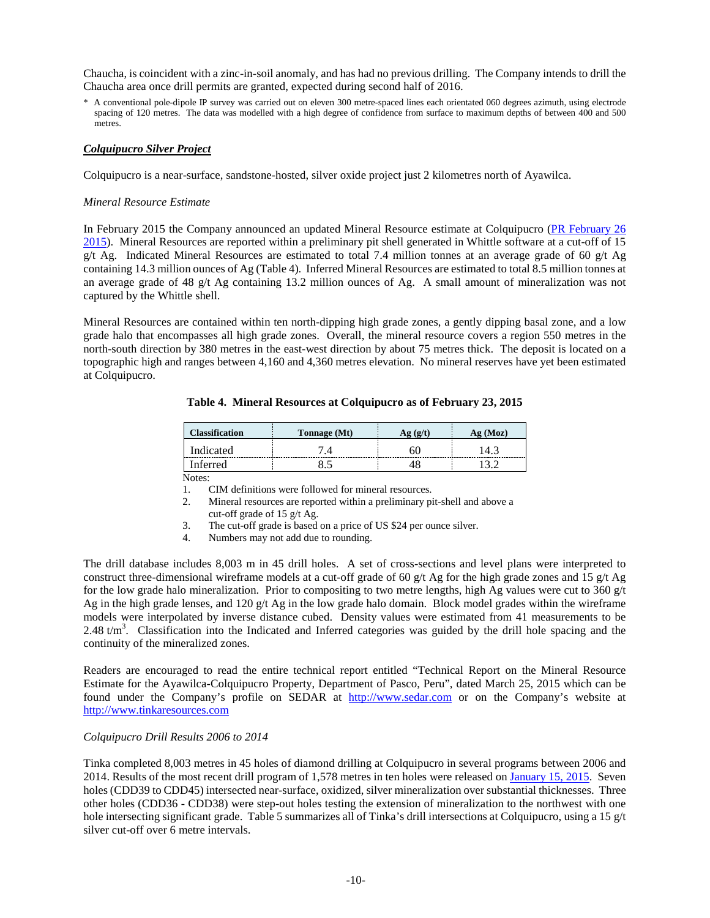Chaucha, is coincident with a zinc-in-soil anomaly, and has had no previous drilling. The Company intends to drill the Chaucha area once drill permits are granted, expected during second half of 2016.

\* A conventional pole-dipole IP survey was carried out on eleven 300 metre-spaced lines each orientated 060 degrees azimuth, using electrode spacing of 120 metres. The data was modelled with a high degree of confidence from surface to maximum depths of between 400 and 500 metres.

## ***Colquipucro Silver Project***

Colquipucro is a near-surface, sandstone-hosted, silver oxide project just 2 kilometres north of Ayawilca.

### *Mineral Resource Estimate*

In February 2015 the Company announced an updated Mineral Resource estimate at Colquipucro (PR February 26 2015). Mineral Resources are reported within a preliminary pit shell generated in Whittle software at a cut-off of 15 g/t Ag. Indicated Mineral Resources are estimated to total 7.4 million tonnes at an average grade of 60 g/t Ag containing 14.3 million ounces of Ag (Table 4). Inferred Mineral Resources are estimated to total 8.5 million tonnes at an average grade of 48 g/t Ag containing 13.2 million ounces of Ag. A small amount of mineralization was not captured by the Whittle shell.

Mineral Resources are contained within ten north-dipping high grade zones, a gently dipping basal zone, and a low grade halo that encompasses all high grade zones. Overall, the mineral resource covers a region 550 metres in the north-south direction by 380 metres in the east-west direction by about 75 metres thick. The deposit is located on a topographic high and ranges between 4,160 and 4,360 metres elevation. No mineral reserves have yet been estimated at Colquipucro.

**Table 4. Mineral Resources at Colquipucro as of February 23, 2015**

| Classification | Tonnage (Mt) | Ag (g/t) | Ag (Moz) |
|---|---|---|---|
| Indicated | 7.4 | 60 | 14.3 |
| Inferred | 8.5 | 48 | 13.2 |

Notes:

1. CIM definitions were followed for mineral resources.
2. Mineral resources are reported within a preliminary pit-shell and above a cut-off grade of 15 g/t Ag.
3. The cut-off grade is based on a price of US $24 per ounce silver.
4. Numbers may not add due to rounding.

The drill database includes 8,003 m in 45 drill holes. A set of cross-sections and level plans were interpreted to construct three-dimensional wireframe models at a cut-off grade of 60 g/t Ag for the high grade zones and 15 g/t Ag for the low grade halo mineralization. Prior to compositing to two metre lengths, high Ag values were cut to 360 g/t Ag in the high grade lenses, and 120 g/t Ag in the low grade halo domain. Block model grades within the wireframe models were interpolated by inverse distance cubed. Density values were estimated from 41 measurements to be 2.48 t/m$^3$. Classification into the Indicated and Inferred categories was guided by the drill hole spacing and the continuity of the mineralized zones.

Readers are encouraged to read the entire technical report entitled "Technical Report on the Mineral Resource Estimate for the Ayawilca-Colquipucro Property, Department of Pasco, Peru", dated March 25, 2015 which can be found under the Company's profile on SEDAR at http://www.sedar.com or on the Company's website at http://www.tinkaresources.com

### *Colquipucro Drill Results 2006 to 2014*

Tinka completed 8,003 metres in 45 holes of diamond drilling at Colquipucro in several programs between 2006 and 2014. Results of the most recent drill program of 1,578 metres in ten holes were released on January 15, 2015. Seven holes (CDD39 to CDD45) intersected near-surface, oxidized, silver mineralization over substantial thicknesses. Three other holes (CDD36 - CDD38) were step-out holes testing the extension of mineralization to the northwest with one hole intersecting significant grade. Table 5 summarizes all of Tinka's drill intersections at Colquipucro, using a 15 g/t silver cut-off over 6 metre intervals.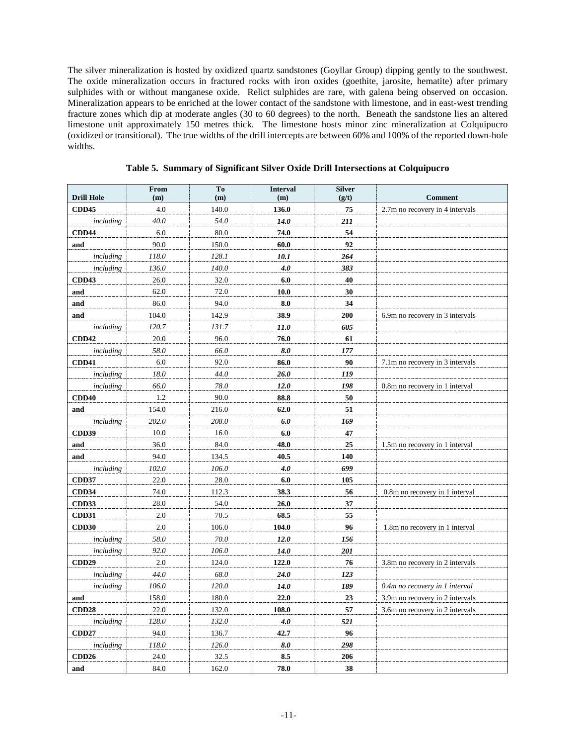The silver mineralization is hosted by oxidized quartz sandstones (Goyllar Group) dipping gently to the southwest. The oxide mineralization occurs in fractured rocks with iron oxides (goethite, jarosite, hematite) after primary sulphides with or without manganese oxide. Relict sulphides are rare, with galena being observed on occasion. Mineralization appears to be enriched at the lower contact of the sandstone with limestone, and in east-west trending fracture zones which dip at moderate angles (30 to 60 degrees) to the north. Beneath the sandstone lies an altered limestone unit approximately 150 metres thick. The limestone hosts minor zinc mineralization at Colquipucro (oxidized or transitional). The true widths of the drill intercepts are between 60% and 100% of the reported down-hole widths.

**Table 5. Summary of Significant Silver Oxide Drill Intersections at Colquipucro**

| Drill Hole | From (m) | To (m) | Interval (m) | Silver (g/t) | Comment |
|---|---|---|---|---|---|
| **CDD45** | 4.0 | 140.0 | **136.0** | **75** | 2.7m no recovery in 4 intervals |
| *including* | *40.0* | *54.0* | ***14.0*** | ***211*** | |
| **CDD44** | 6.0 | 80.0 | **74.0** | **54** | |
| **and** | 90.0 | 150.0 | **60.0** | **92** | |
| *including* | *118.0* | *128.1* | ***10.1*** | ***264*** | |
| *including* | *136.0* | *140.0* | ***4.0*** | ***383*** | |
| **CDD43** | 26.0 | 32.0 | **6.0** | **40** | |
| **and** | 62.0 | 72.0 | **10.0** | **30** | |
| **and** | 86.0 | 94.0 | **8.0** | **34** | |
| **and** | 104.0 | 142.9 | **38.9** | **200** | 6.9m no recovery in 3 intervals |
| *including* | *120.7* | *131.7* | ***11.0*** | ***605*** | |
| **CDD42** | 20.0 | 96.0 | **76.0** | **61** | |
| *including* | *58.0* | *66.0* | ***8.0*** | ***177*** | |
| **CDD41** | 6.0 | 92.0 | **86.0** | **90** | 7.1m no recovery in 3 intervals |
| *including* | *18.0* | *44.0* | ***26.0*** | ***119*** | |
| *including* | *66.0* | *78.0* | ***12.0*** | ***198*** | 0.8m no recovery in 1 interval |
| **CDD40** | 1.2 | 90.0 | **88.8** | **50** | |
| **and** | 154.0 | 216.0 | **62.0** | **51** | |
| *including* | *202.0* | *208.0* | ***6.0*** | ***169*** | |
| **CDD39** | 10.0 | 16.0 | **6.0** | **47** | |
| **and** | 36.0 | 84.0 | **48.0** | **25** | 1.5m no recovery in 1 interval |
| **and** | 94.0 | 134.5 | **40.5** | **140** | |
| *including* | *102.0* | *106.0* | ***4.0*** | ***699*** | |
| **CDD37** | 22.0 | 28.0 | **6.0** | **105** | |
| **CDD34** | 74.0 | 112.3 | **38.3** | **56** | 0.8m no recovery in 1 interval |
| **CDD33** | 28.0 | 54.0 | **26.0** | **37** | |
| **CDD31** | 2.0 | 70.5 | **68.5** | **55** | |
| **CDD30** | 2.0 | 106.0 | **104.0** | **96** | 1.8m no recovery in 1 interval |
| *including* | *58.0* | *70.0* | ***12.0*** | ***156*** | |
| *including* | *92.0* | *106.0* | ***14.0*** | ***201*** | |
| **CDD29** | 2.0 | 124.0 | **122.0** | **76** | 3.8m no recovery in 2 intervals |
| *including* | *44.0* | *68.0* | ***24.0*** | ***123*** | |
| *including* | *106.0* | *120.0* | ***14.0*** | ***189*** | *0.4m no recovery in 1 interval* |
| **and** | 158.0 | 180.0 | **22.0** | **23** | 3.9m no recovery in 2 intervals |
| **CDD28** | 22.0 | 132.0 | **108.0** | **57** | 3.6m no recovery in 2 intervals |
| *including* | *128.0* | *132.0* | ***4.0*** | ***521*** | |
| **CDD27** | 94.0 | 136.7 | **42.7** | **96** | |
| *including* | *118.0* | *126.0* | ***8.0*** | ***298*** | |
| **CDD26** | 24.0 | 32.5 | **8.5** | **206** | |
| **and** | 84.0 | 162.0 | **78.0** | **38** | |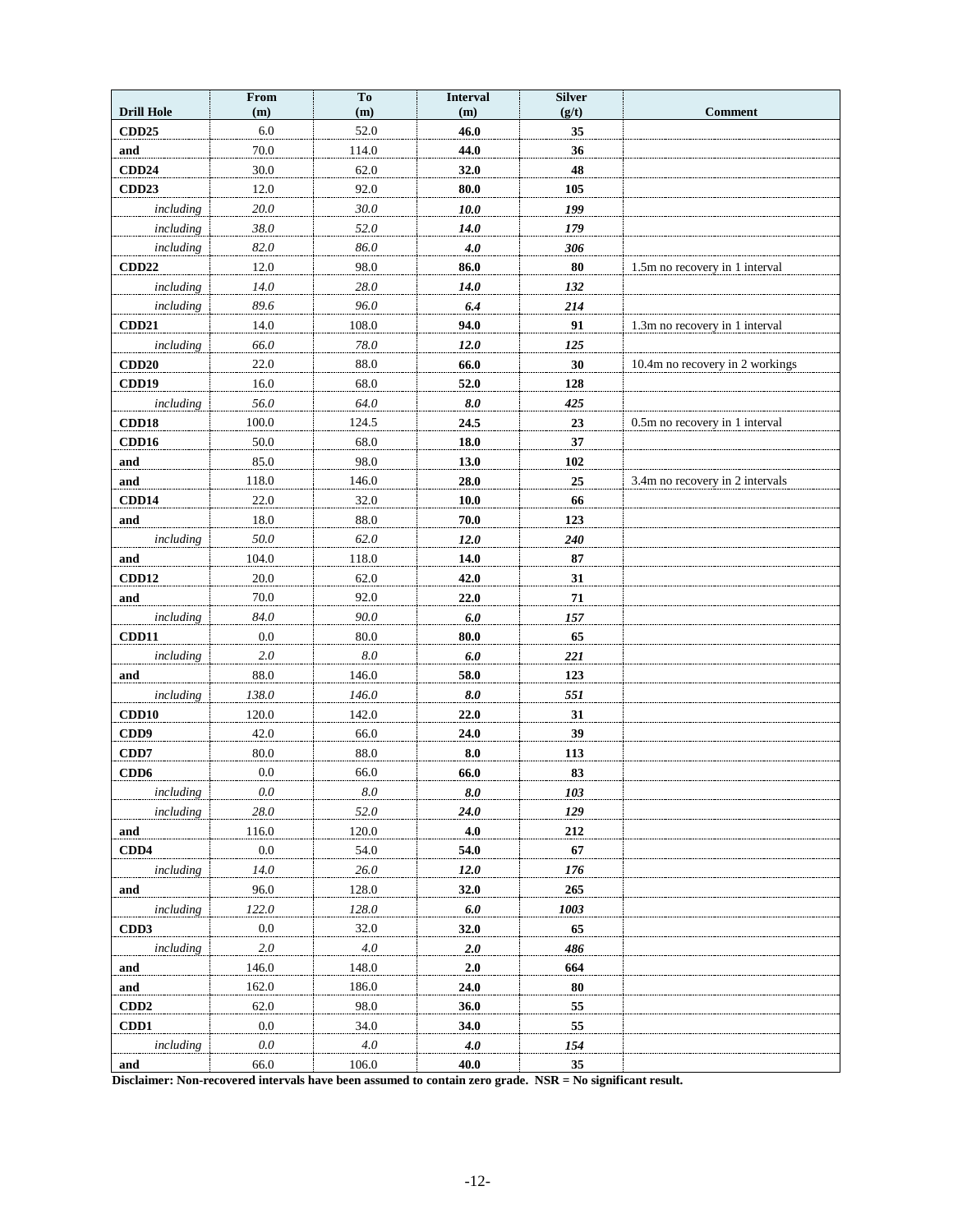| Drill Hole | From (m) | To (m) | Interval (m) | Silver (g/t) | Comment |
|---|---|---|---|---|---|
| **CDD25** | 6.0 | 52.0 | **46.0** | **35** | |
| **and** | 70.0 | 114.0 | **44.0** | **36** | |
| **CDD24** | 30.0 | 62.0 | **32.0** | **48** | |
| **CDD23** | 12.0 | 92.0 | **80.0** | **105** | |
| *including* | *20.0* | *30.0* | ***10.0*** | ***199*** | |
| *including* | *38.0* | *52.0* | ***14.0*** | ***179*** | |
| *including* | *82.0* | *86.0* | ***4.0*** | ***306*** | |
| **CDD22** | 12.0 | 98.0 | **86.0** | **80** | 1.5m no recovery in 1 interval |
| *including* | *14.0* | *28.0* | ***14.0*** | ***132*** | |
| *including* | *89.6* | *96.0* | ***6.4*** | ***214*** | |
| **CDD21** | 14.0 | 108.0 | **94.0** | **91** | 1.3m no recovery in 1 interval |
| *including* | *66.0* | *78.0* | ***12.0*** | ***125*** | |
| **CDD20** | 22.0 | 88.0 | **66.0** | **30** | 10.4m no recovery in 2 workings |
| **CDD19** | 16.0 | 68.0 | **52.0** | **128** | |
| *including* | *56.0* | *64.0* | ***8.0*** | ***425*** | |
| **CDD18** | 100.0 | 124.5 | **24.5** | **23** | 0.5m no recovery in 1 interval |
| **CDD16** | 50.0 | 68.0 | **18.0** | **37** | |
| **and** | 85.0 | 98.0 | **13.0** | **102** | |
| **and** | 118.0 | 146.0 | **28.0** | **25** | 3.4m no recovery in 2 intervals |
| **CDD14** | 22.0 | 32.0 | **10.0** | **66** | |
| **and** | 18.0 | 88.0 | **70.0** | **123** | |
| *including* | *50.0* | *62.0* | ***12.0*** | ***240*** | |
| **and** | 104.0 | 118.0 | **14.0** | **87** | |
| **CDD12** | 20.0 | 62.0 | **42.0** | **31** | |
| **and** | 70.0 | 92.0 | **22.0** | **71** | |
| *including* | *84.0* | *90.0* | ***6.0*** | ***157*** | |
| **CDD11** | 0.0 | 80.0 | **80.0** | **65** | |
| *including* | *2.0* | *8.0* | ***6.0*** | ***221*** | |
| **and** | 88.0 | 146.0 | **58.0** | **123** | |
| *including* | *138.0* | *146.0* | ***8.0*** | ***551*** | |
| **CDD10** | 120.0 | 142.0 | **22.0** | **31** | |
| **CDD9** | 42.0 | 66.0 | **24.0** | **39** | |
| **CDD7** | 80.0 | 88.0 | **8.0** | **113** | |
| **CDD6** | 0.0 | 66.0 | **66.0** | **83** | |
| *including* | *0.0* | *8.0* | ***8.0*** | ***103*** | |
| *including* | *28.0* | *52.0* | ***24.0*** | ***129*** | |
| **and** | 116.0 | 120.0 | **4.0** | **212** | |
| **CDD4** | 0.0 | 54.0 | **54.0** | **67** | |
| *including* | *14.0* | *26.0* | ***12.0*** | ***176*** | |
| **and** | 96.0 | 128.0 | **32.0** | **265** | |
| *including* | *122.0* | *128.0* | ***6.0*** | ***1003*** | |
| **CDD3** | 0.0 | 32.0 | **32.0** | **65** | |
| *including* | *2.0* | *4.0* | ***2.0*** | ***486*** | |
| **and** | 146.0 | 148.0 | **2.0** | **664** | |
| **and** | 162.0 | 186.0 | **24.0** | **80** | |
| **CDD2** | 62.0 | 98.0 | **36.0** | **55** | |
| **CDD1** | 0.0 | 34.0 | **34.0** | **55** | |
| *including* | *0.0* | *4.0* | ***4.0*** | ***154*** | |
| **and** | 66.0 | 106.0 | **40.0** | **35** | |

**Disclaimer: Non-recovered intervals have been assumed to contain zero grade. NSR = No significant result.**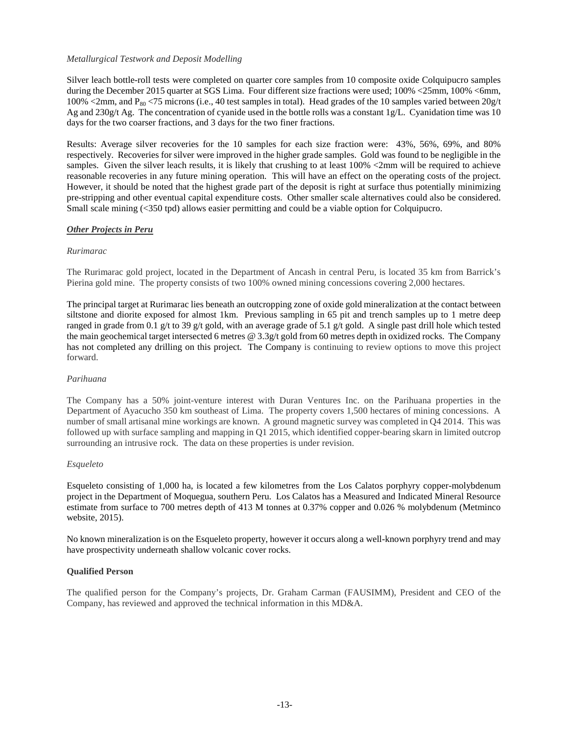*Metallurgical Testwork and Deposit Modelling*

Silver leach bottle-roll tests were completed on quarter core samples from 10 composite oxide Colquipucro samples during the December 2015 quarter at SGS Lima. Four different size fractions were used; 100% <25mm, 100% <6mm, 100% <2mm, and $P_{80}$ <75 microns (i.e., 40 test samples in total). Head grades of the 10 samples varied between 20g/t Ag and 230g/t Ag. The concentration of cyanide used in the bottle rolls was a constant 1g/L. Cyanidation time was 10 days for the two coarser fractions, and 3 days for the two finer fractions.

Results: Average silver recoveries for the 10 samples for each size fraction were: 43%, 56%, 69%, and 80% respectively. Recoveries for silver were improved in the higher grade samples. Gold was found to be negligible in the samples. Given the silver leach results, it is likely that crushing to at least 100% <2mm will be required to achieve reasonable recoveries in any future mining operation. This will have an effect on the operating costs of the project. However, it should be noted that the highest grade part of the deposit is right at surface thus potentially minimizing pre-stripping and other eventual capital expenditure costs. Other smaller scale alternatives could also be considered. Small scale mining (<350 tpd) allows easier permitting and could be a viable option for Colquipucro.

***Other Projects in Peru***

*Rurimarac*

The Rurimarac gold project, located in the Department of Ancash in central Peru, is located 35 km from Barrick's Pierina gold mine. The property consists of two 100% owned mining concessions covering 2,000 hectares.

The principal target at Rurimarac lies beneath an outcropping zone of oxide gold mineralization at the contact between siltstone and diorite exposed for almost 1km. Previous sampling in 65 pit and trench samples up to 1 metre deep ranged in grade from 0.1 g/t to 39 g/t gold, with an average grade of 5.1 g/t gold. A single past drill hole which tested the main geochemical target intersected 6 metres @ 3.3g/t gold from 60 metres depth in oxidized rocks. The Company has not completed any drilling on this project. The Company is continuing to review options to move this project forward.

*Parihuana*

The Company has a 50% joint-venture interest with Duran Ventures Inc. on the Parihuana properties in the Department of Ayacucho 350 km southeast of Lima. The property covers 1,500 hectares of mining concessions. A number of small artisanal mine workings are known. A ground magnetic survey was completed in Q4 2014. This was followed up with surface sampling and mapping in Q1 2015, which identified copper-bearing skarn in limited outcrop surrounding an intrusive rock. The data on these properties is under revision.

*Esqueleto*

Esqueleto consisting of 1,000 ha, is located a few kilometres from the Los Calatos porphyry copper-molybdenum project in the Department of Moquegua, southern Peru. Los Calatos has a Measured and Indicated Mineral Resource estimate from surface to 700 metres depth of 413 M tonnes at 0.37% copper and 0.026 % molybdenum (Metminco website, 2015).

No known mineralization is on the Esqueleto property, however it occurs along a well-known porphyry trend and may have prospectivity underneath shallow volcanic cover rocks.

**Qualified Person**

The qualified person for the Company's projects, Dr. Graham Carman (FAUSIMM), President and CEO of the Company, has reviewed and approved the technical information in this MD&A.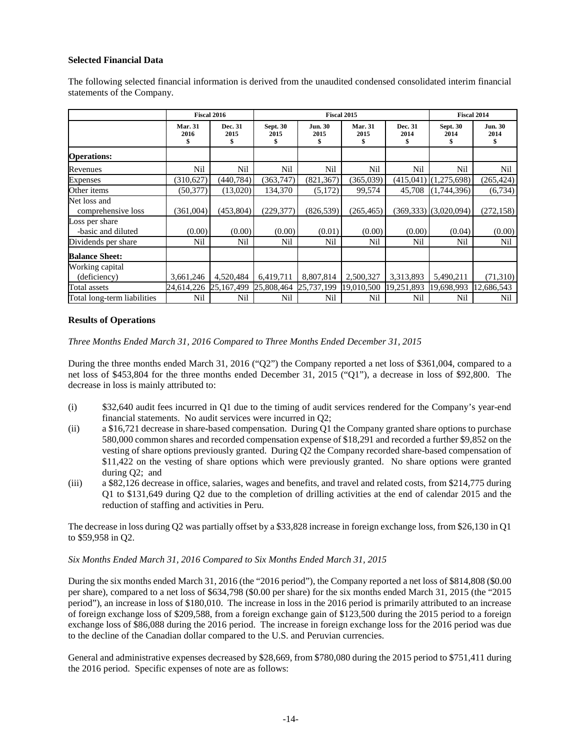**Selected Financial Data**

The following selected financial information is derived from the unaudited condensed consolidated interim financial statements of the Company.

| | Fiscal 2016 | | Fiscal 2015 | | | | Fiscal 2014 | |
|---|---|---|---|---|---|---|---|---|
| | Mar. 31 2016 $ | Dec. 31 2015 $ | Sept. 30 2015 $ | Jun. 30 2015 $ | Mar. 31 2015 $ | Dec. 31 2014 $ | Sept. 30 2014 $ | Jun. 30 2014 $ |
| **Operations:** | | | | | | | | |
| Revenues | Nil | Nil | Nil | Nil | Nil | Nil | Nil | Nil |
| Expenses | (310,627) | (440,784) | (363,747) | (821,367) | (365,039) | (415,041) | (1,275,698) | (265,424) |
| Other items | (50,377) | (13,020) | 134,370 | (5,172) | 99,574 | 45,708 | (1,744,396) | (6,734) |
| Net loss and comprehensive loss | (361,004) | (453,804) | (229,377) | (826,539) | (265,465) | (369,333) | (3,020,094) | (272,158) |
| Loss per share -basic and diluted | (0.00) | (0.00) | (0.00) | (0.01) | (0.00) | (0.00) | (0.04) | (0.00) |
| Dividends per share | Nil | Nil | Nil | Nil | Nil | Nil | Nil | Nil |
| **Balance Sheet:** | | | | | | | | |
| Working capital (deficiency) | 3,661,246 | 4,520,484 | 6,419,711 | 8,807,814 | 2,500,327 | 3,313,893 | 5,490,211 | (71,310) |
| Total assets | 24,614,226 | 25,167,499 | 25,808,464 | 25,737,199 | 19,010,500 | 19,251,893 | 19,698,993 | 12,686,543 |
| Total long-term liabilities | Nil | Nil | Nil | Nil | Nil | Nil | Nil | Nil |

**Results of Operations**

*Three Months Ended March 31, 2016 Compared to Three Months Ended December 31, 2015*

During the three months ended March 31, 2016 ("Q2") the Company reported a net loss of $361,004, compared to a net loss of $453,804 for the three months ended December 31, 2015 ("Q1"), a decrease in loss of $92,800. The decrease in loss is mainly attributed to:

(i) $32,640 audit fees incurred in Q1 due to the timing of audit services rendered for the Company's year-end financial statements. No audit services were incurred in Q2;

(ii) a $16,721 decrease in share-based compensation. During Q1 the Company granted share options to purchase 580,000 common shares and recorded compensation expense of $18,291 and recorded a further $9,852 on the vesting of share options previously granted. During Q2 the Company recorded share-based compensation of $11,422 on the vesting of share options which were previously granted. No share options were granted during Q2; and

(iii) a $82,126 decrease in office, salaries, wages and benefits, and travel and related costs, from $214,775 during Q1 to $131,649 during Q2 due to the completion of drilling activities at the end of calendar 2015 and the reduction of staffing and activities in Peru.

The decrease in loss during Q2 was partially offset by a $33,828 increase in foreign exchange loss, from $26,130 in Q1 to $59,958 in Q2.

*Six Months Ended March 31, 2016 Compared to Six Months Ended March 31, 2015*

During the six months ended March 31, 2016 (the "2016 period"), the Company reported a net loss of $814,808 ($0.00 per share), compared to a net loss of $634,798 ($0.00 per share) for the six months ended March 31, 2015 (the "2015 period"), an increase in loss of $180,010. The increase in loss in the 2016 period is primarily attributed to an increase of foreign exchange loss of $209,588, from a foreign exchange gain of $123,500 during the 2015 period to a foreign exchange loss of $86,088 during the 2016 period. The increase in foreign exchange loss for the 2016 period was due to the decline of the Canadian dollar compared to the U.S. and Peruvian currencies.

General and administrative expenses decreased by $28,669, from $780,080 during the 2015 period to $751,411 during the 2016 period. Specific expenses of note are as follows: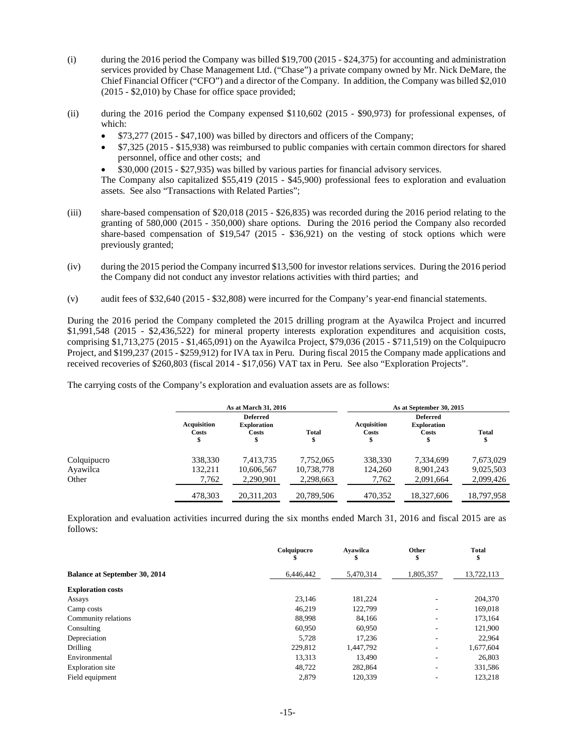(i) during the 2016 period the Company was billed \$19,700 (2015 - \$24,375) for accounting and administration services provided by Chase Management Ltd. ("Chase") a private company owned by Mr. Nick DeMare, the Chief Financial Officer ("CFO") and a director of the Company. In addition, the Company was billed \$2,010 (2015 - \$2,010) by Chase for office space provided;

(ii) during the 2016 period the Company expensed \$110,602 (2015 - \$90,973) for professional expenses, of which:

- \$73,277 (2015 - \$47,100) was billed by directors and officers of the Company;
- \$7,325 (2015 - \$15,938) was reimbursed to public companies with certain common directors for shared personnel, office and other costs; and
- \$30,000 (2015 - \$27,935) was billed by various parties for financial advisory services.

The Company also capitalized \$55,419 (2015 - \$45,900) professional fees to exploration and evaluation assets. See also "Transactions with Related Parties";

(iii) share-based compensation of \$20,018 (2015 - \$26,835) was recorded during the 2016 period relating to the granting of 580,000 (2015 - 350,000) share options. During the 2016 period the Company also recorded share-based compensation of \$19,547 (2015 - \$36,921) on the vesting of stock options which were previously granted;

(iv) during the 2015 period the Company incurred \$13,500 for investor relations services. During the 2016 period the Company did not conduct any investor relations activities with third parties; and

(v) audit fees of \$32,640 (2015 - \$32,808) were incurred for the Company's year-end financial statements.

During the 2016 period the Company completed the 2015 drilling program at the Ayawilca Project and incurred \$1,991,548 (2015 - \$2,436,522) for mineral property interests exploration expenditures and acquisition costs, comprising \$1,713,275 (2015 - \$1,465,091) on the Ayawilca Project, \$79,036 (2015 - \$711,519) on the Colquipucro Project, and \$199,237 (2015 - \$259,912) for IVA tax in Peru. During fiscal 2015 the Company made applications and received recoveries of \$260,803 (fiscal 2014 - \$17,056) VAT tax in Peru. See also "Exploration Projects".

The carrying costs of the Company's exploration and evaluation assets are as follows:

| | As at March 31, 2016 | | | As at September 30, 2015 | | |
|---|---|---|---|---|---|---|
| | Acquisition Costs \$ | Deferred Exploration Costs \$ | Total \$ | Acquisition Costs \$ | Deferred Exploration Costs \$ | Total \$ |
| Colquipucro | 338,330 | 7,413,735 | 7,752,065 | 338,330 | 7,334,699 | 7,673,029 |
| Ayawilca | 132,211 | 10,606,567 | 10,738,778 | 124,260 | 8,901,243 | 9,025,503 |
| Other | 7,762 | 2,290,901 | 2,298,663 | 7,762 | 2,091,664 | 2,099,426 |
| | 478,303 | 20,311,203 | 20,789,506 | 470,352 | 18,327,606 | 18,797,958 |

Exploration and evaluation activities incurred during the six months ended March 31, 2016 and fiscal 2015 are as follows:

| | Colquipucro \$ | Ayawilca \$ | Other \$ | Total \$ |
|---|---|---|---|---|
| **Balance at September 30, 2014** | 6,446,442 | 5,470,314 | 1,805,357 | 13,722,113 |
| **Exploration costs** | | | | |
| Assays | 23,146 | 181,224 | - | 204,370 |
| Camp costs | 46,219 | 122,799 | - | 169,018 |
| Community relations | 88,998 | 84,166 | - | 173,164 |
| Consulting | 60,950 | 60,950 | - | 121,900 |
| Depreciation | 5,728 | 17,236 | - | 22,964 |
| Drilling | 229,812 | 1,447,792 | - | 1,677,604 |
| Environmental | 13,313 | 13,490 | - | 26,803 |
| Exploration site | 48,722 | 282,864 | - | 331,586 |
| Field equipment | 2,879 | 120,339 | - | 123,218 |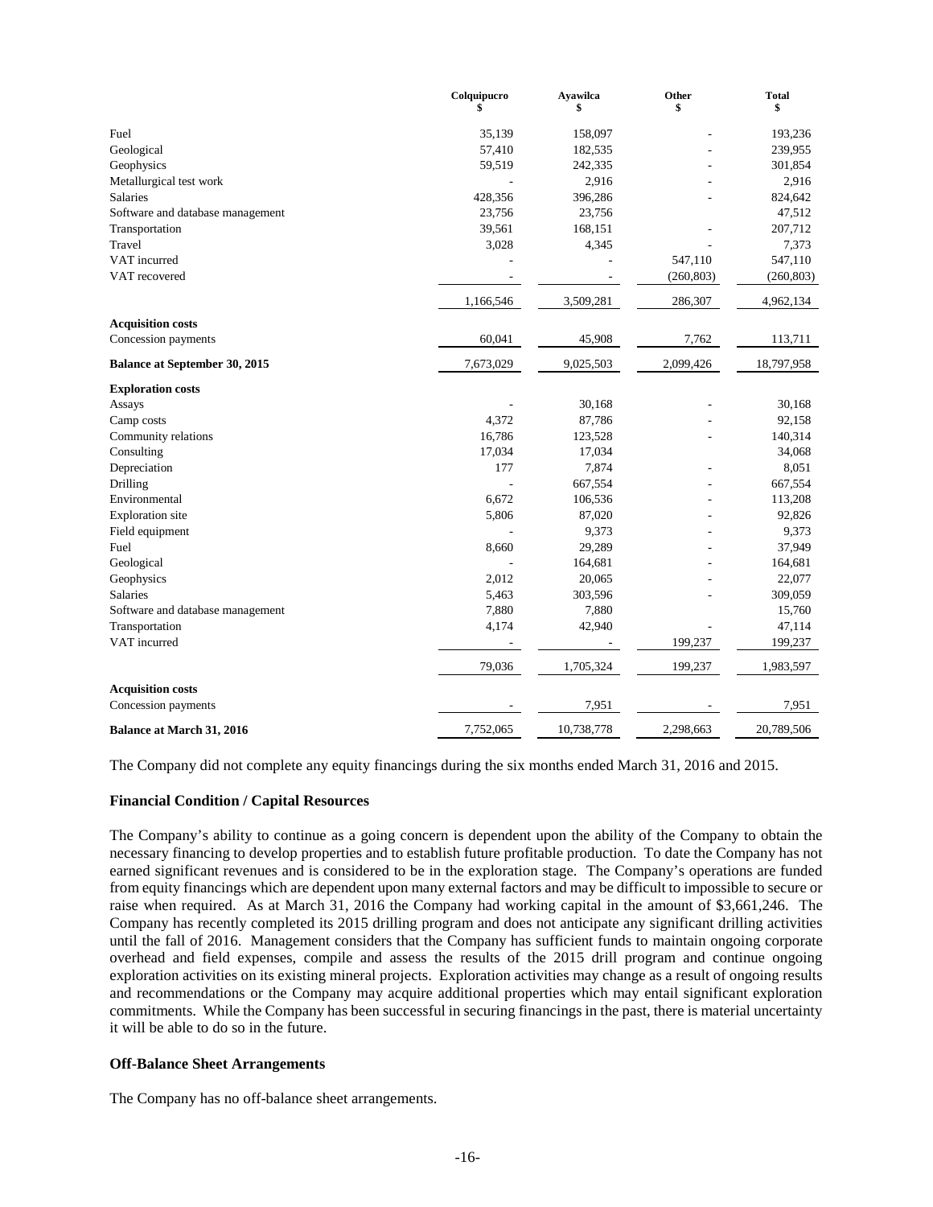| | Colquipucro<br>$ | Ayawilca<br>$ | Other<br>$ | Total<br>$ |
|---|---|---|---|---|
| Fuel | 35,139 | 158,097 | - | 193,236 |
| Geological | 57,410 | 182,535 | - | 239,955 |
| Geophysics | 59,519 | 242,335 | - | 301,854 |
| Metallurgical test work | - | 2,916 | - | 2,916 |
| Salaries | 428,356 | 396,286 | - | 824,642 |
| Software and database management | 23,756 | 23,756 | | 47,512 |
| Transportation | 39,561 | 168,151 | - | 207,712 |
| Travel | 3,028 | 4,345 | - | 7,373 |
| VAT incurred | - | - | 547,110 | 547,110 |
| VAT recovered | - | - | (260,803) | (260,803) |
| | 1,166,546 | 3,509,281 | 286,307 | 4,962,134 |
| **Acquisition costs** | | | | |
| Concession payments | 60,041 | 45,908 | 7,762 | 113,711 |
| **Balance at September 30, 2015** | 7,673,029 | 9,025,503 | 2,099,426 | 18,797,958 |
| **Exploration costs** | | | | |
| Assays | - | 30,168 | - | 30,168 |
| Camp costs | 4,372 | 87,786 | - | 92,158 |
| Community relations | 16,786 | 123,528 | - | 140,314 |
| Consulting | 17,034 | 17,034 | | 34,068 |
| Depreciation | 177 | 7,874 | - | 8,051 |
| Drilling | - | 667,554 | - | 667,554 |
| Environmental | 6,672 | 106,536 | - | 113,208 |
| Exploration site | 5,806 | 87,020 | - | 92,826 |
| Field equipment | - | 9,373 | - | 9,373 |
| Fuel | 8,660 | 29,289 | - | 37,949 |
| Geological | - | 164,681 | - | 164,681 |
| Geophysics | 2,012 | 20,065 | - | 22,077 |
| Salaries | 5,463 | 303,596 | - | 309,059 |
| Software and database management | 7,880 | 7,880 | | 15,760 |
| Transportation | 4,174 | 42,940 | - | 47,114 |
| VAT incurred | - | - | 199,237 | 199,237 |
| | 79,036 | 1,705,324 | 199,237 | 1,983,597 |
| **Acquisition costs** | | | | |
| Concession payments | - | 7,951 | - | 7,951 |
| **Balance at March 31, 2016** | 7,752,065 | 10,738,778 | 2,298,663 | 20,789,506 |

The Company did not complete any equity financings during the six months ended March 31, 2016 and 2015.

### Financial Condition / Capital Resources

The Company's ability to continue as a going concern is dependent upon the ability of the Company to obtain the necessary financing to develop properties and to establish future profitable production. To date the Company has not earned significant revenues and is considered to be in the exploration stage. The Company's operations are funded from equity financings which are dependent upon many external factors and may be difficult to impossible to secure or raise when required. As at March 31, 2016 the Company had working capital in the amount of $3,661,246. The Company has recently completed its 2015 drilling program and does not anticipate any significant drilling activities until the fall of 2016. Management considers that the Company has sufficient funds to maintain ongoing corporate overhead and field expenses, compile and assess the results of the 2015 drill program and continue ongoing exploration activities on its existing mineral projects. Exploration activities may change as a result of ongoing results and recommendations or the Company may acquire additional properties which may entail significant exploration commitments. While the Company has been successful in securing financings in the past, there is material uncertainty it will be able to do so in the future.

### Off-Balance Sheet Arrangements

The Company has no off-balance sheet arrangements.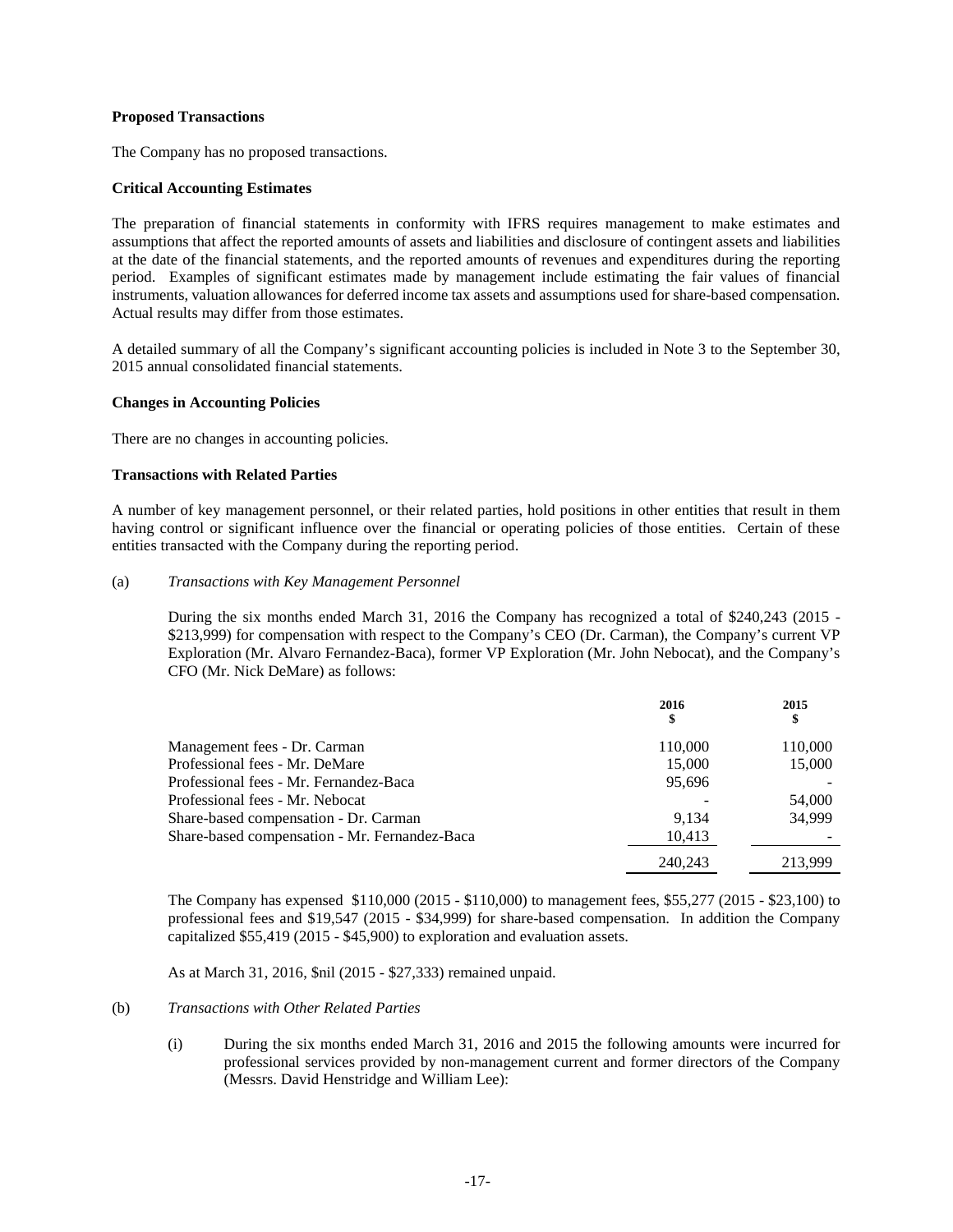**Proposed Transactions**

The Company has no proposed transactions.

**Critical Accounting Estimates**

The preparation of financial statements in conformity with IFRS requires management to make estimates and assumptions that affect the reported amounts of assets and liabilities and disclosure of contingent assets and liabilities at the date of the financial statements, and the reported amounts of revenues and expenditures during the reporting period. Examples of significant estimates made by management include estimating the fair values of financial instruments, valuation allowances for deferred income tax assets and assumptions used for share-based compensation. Actual results may differ from those estimates.

A detailed summary of all the Company's significant accounting policies is included in Note 3 to the September 30, 2015 annual consolidated financial statements.

**Changes in Accounting Policies**

There are no changes in accounting policies.

**Transactions with Related Parties**

A number of key management personnel, or their related parties, hold positions in other entities that result in them having control or significant influence over the financial or operating policies of those entities. Certain of these entities transacted with the Company during the reporting period.

(a) *Transactions with Key Management Personnel*

During the six months ended March 31, 2016 the Company has recognized a total of $240,243 (2015 - $213,999) for compensation with respect to the Company's CEO (Dr. Carman), the Company's current VP Exploration (Mr. Alvaro Fernandez-Baca), former VP Exploration (Mr. John Nebocat), and the Company's CFO (Mr. Nick DeMare) as follows:

| | 2016<br>$ | 2015<br>$ |
|---|---|---|
| Management fees - Dr. Carman | 110,000 | 110,000 |
| Professional fees - Mr. DeMare | 15,000 | 15,000 |
| Professional fees - Mr. Fernandez-Baca | 95,696 | - |
| Professional fees - Mr. Nebocat | - | 54,000 |
| Share-based compensation - Dr. Carman | 9,134 | 34,999 |
| Share-based compensation - Mr. Fernandez-Baca | 10,413 | - |
| | 240,243 | 213,999 |

The Company has expensed $110,000 (2015 - $110,000) to management fees, $55,277 (2015 - $23,100) to professional fees and $19,547 (2015 - $34,999) for share-based compensation. In addition the Company capitalized $55,419 (2015 - $45,900) to exploration and evaluation assets.

As at March 31, 2016, $nil (2015 - $27,333) remained unpaid.

(b) *Transactions with Other Related Parties*

(i) During the six months ended March 31, 2016 and 2015 the following amounts were incurred for professional services provided by non-management current and former directors of the Company (Messrs. David Henstridge and William Lee):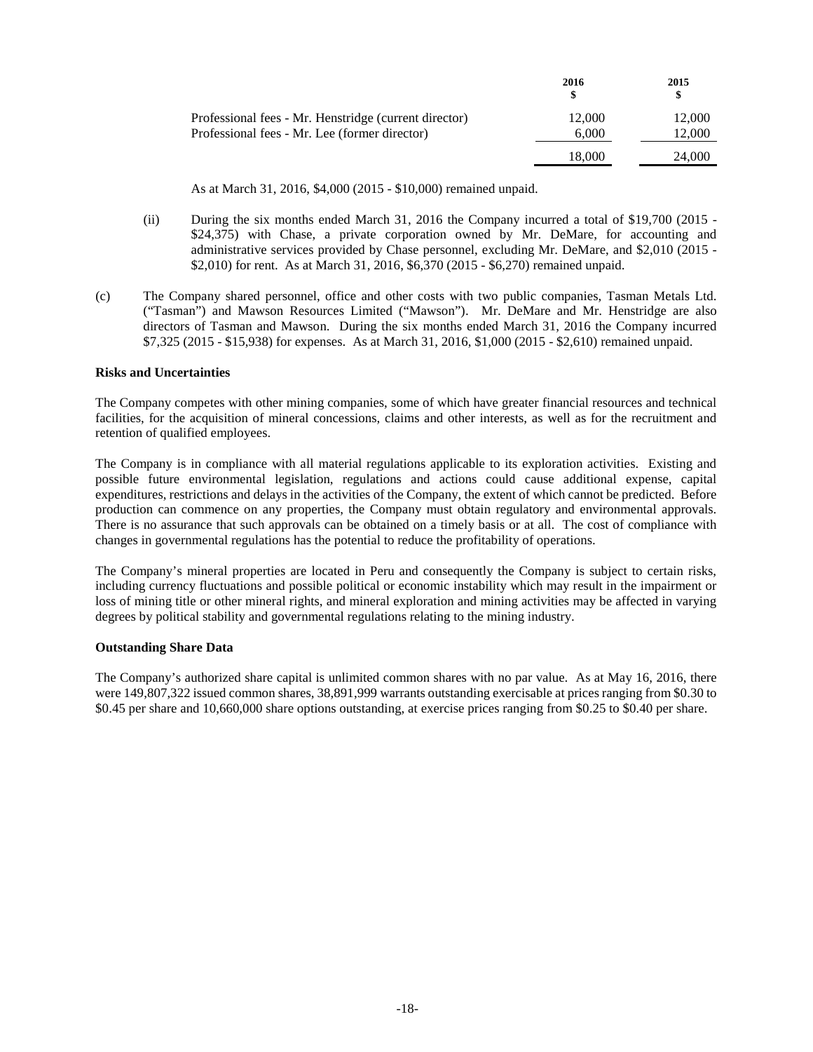| | 2016<br>$ | 2015<br>$ |
|---|---|---|
| Professional fees - Mr. Henstridge (current director) | 12,000 | 12,000 |
| Professional fees - Mr. Lee (former director) | 6,000 | 12,000 |
| | 18,000 | 24,000 |

As at March 31, 2016, $4,000 (2015 - $10,000) remained unpaid.

(ii) During the six months ended March 31, 2016 the Company incurred a total of $19,700 (2015 - $24,375) with Chase, a private corporation owned by Mr. DeMare, for accounting and administrative services provided by Chase personnel, excluding Mr. DeMare, and $2,010 (2015 - $2,010) for rent. As at March 31, 2016, $6,370 (2015 - $6,270) remained unpaid.

(c) The Company shared personnel, office and other costs with two public companies, Tasman Metals Ltd. ("Tasman") and Mawson Resources Limited ("Mawson"). Mr. DeMare and Mr. Henstridge are also directors of Tasman and Mawson. During the six months ended March 31, 2016 the Company incurred $7,325 (2015 - $15,938) for expenses. As at March 31, 2016, $1,000 (2015 - $2,610) remained unpaid.

**Risks and Uncertainties**

The Company competes with other mining companies, some of which have greater financial resources and technical facilities, for the acquisition of mineral concessions, claims and other interests, as well as for the recruitment and retention of qualified employees.

The Company is in compliance with all material regulations applicable to its exploration activities. Existing and possible future environmental legislation, regulations and actions could cause additional expense, capital expenditures, restrictions and delays in the activities of the Company, the extent of which cannot be predicted. Before production can commence on any properties, the Company must obtain regulatory and environmental approvals. There is no assurance that such approvals can be obtained on a timely basis or at all. The cost of compliance with changes in governmental regulations has the potential to reduce the profitability of operations.

The Company's mineral properties are located in Peru and consequently the Company is subject to certain risks, including currency fluctuations and possible political or economic instability which may result in the impairment or loss of mining title or other mineral rights, and mineral exploration and mining activities may be affected in varying degrees by political stability and governmental regulations relating to the mining industry.

**Outstanding Share Data**

The Company's authorized share capital is unlimited common shares with no par value. As at May 16, 2016, there were 149,807,322 issued common shares, 38,891,999 warrants outstanding exercisable at prices ranging from $0.30 to $0.45 per share and 10,660,000 share options outstanding, at exercise prices ranging from $0.25 to $0.40 per share.